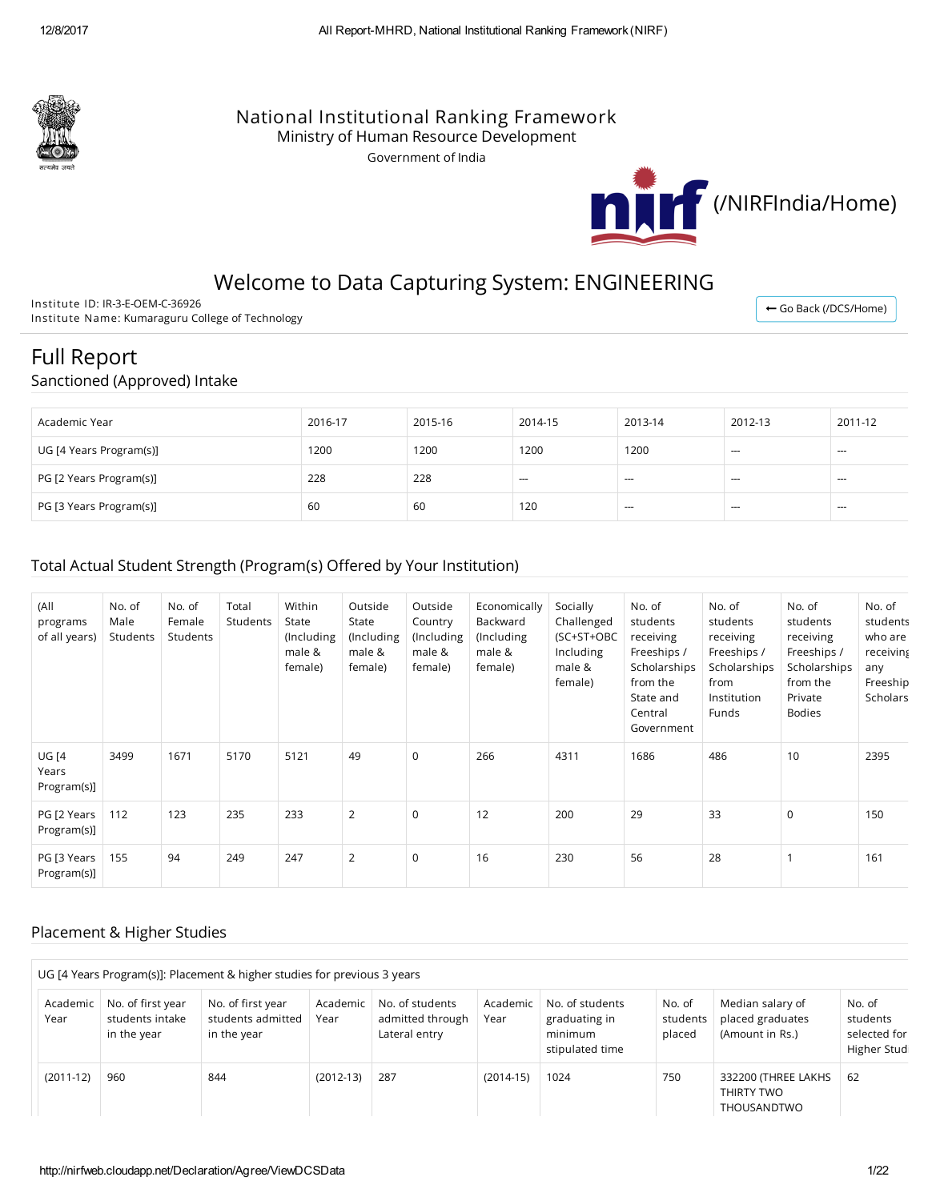National Institutional Ranking Framework
Ministry of Human Resource Development
Government of India

(/NIRFIndia/Home)

# Welcome to Data Capturing System: ENGINEERING

Institute ID: IR-3-E-OEM-C-36926
Institute Name: Kumaraguru College of Technology

Go Back (/DCS/Home)

# Full Report

## Sanctioned (Approved) Intake

| Academic Year | 2016-17 | 2015-16 | 2014-15 | 2013-14 | 2012-13 | 2011-12 |
|---|---|---|---|---|---|---|
| UG [4 Years Program(s)] | 1200 | 1200 | 1200 | 1200 | --- | --- |
| PG [2 Years Program(s)] | 228 | 228 | --- | --- | --- | --- |
| PG [3 Years Program(s)] | 60 | 60 | 120 | --- | --- | --- |

## Total Actual Student Strength (Program(s) Offered by Your Institution)

| (All programs of all years) | No. of Male Students | No. of Female Students | Total Students | Within State (Including male & female) | Outside State (Including male & female) | Outside Country (Including male & female) | Economically Backward (Including male & female) | Socially Challenged (SC+ST+OBC Including male & female) | No. of students receiving Freeships / Scholarships from the State and Central Government | No. of students receiving Freeships / Scholarships from Institution Funds | No. of students receiving Freeships / Scholarships from the Private Bodies | No. of students who are receiving any Freeship Scholars |
|---|---|---|---|---|---|---|---|---|---|---|---|---|
| UG [4 Years Program(s)] | 3499 | 1671 | 5170 | 5121 | 49 | 0 | 266 | 4311 | 1686 | 486 | 10 | 2395 |
| PG [2 Years Program(s)] | 112 | 123 | 235 | 233 | 2 | 0 | 12 | 200 | 29 | 33 | 0 | 150 |
| PG [3 Years Program(s)] | 155 | 94 | 249 | 247 | 2 | 0 | 16 | 230 | 56 | 28 | 1 | 161 |

## Placement & Higher Studies

UG [4 Years Program(s)]: Placement & higher studies for previous 3 years

| Academic Year | No. of first year students intake in the year | No. of first year students admitted in the year | Academic Year | No. of students admitted through Lateral entry | Academic Year | No. of students graduating in minimum stipulated time | No. of students placed | Median salary of placed graduates (Amount in Rs.) | No. of students selected for Higher Stud |
|---|---|---|---|---|---|---|---|---|---|
| (2011-12) | 960 | 844 | (2012-13) | 287 | (2014-15) | 1024 | 750 | 332200 (THREE LAKHS THIRTY TWO THOUSANDTWO | 62 |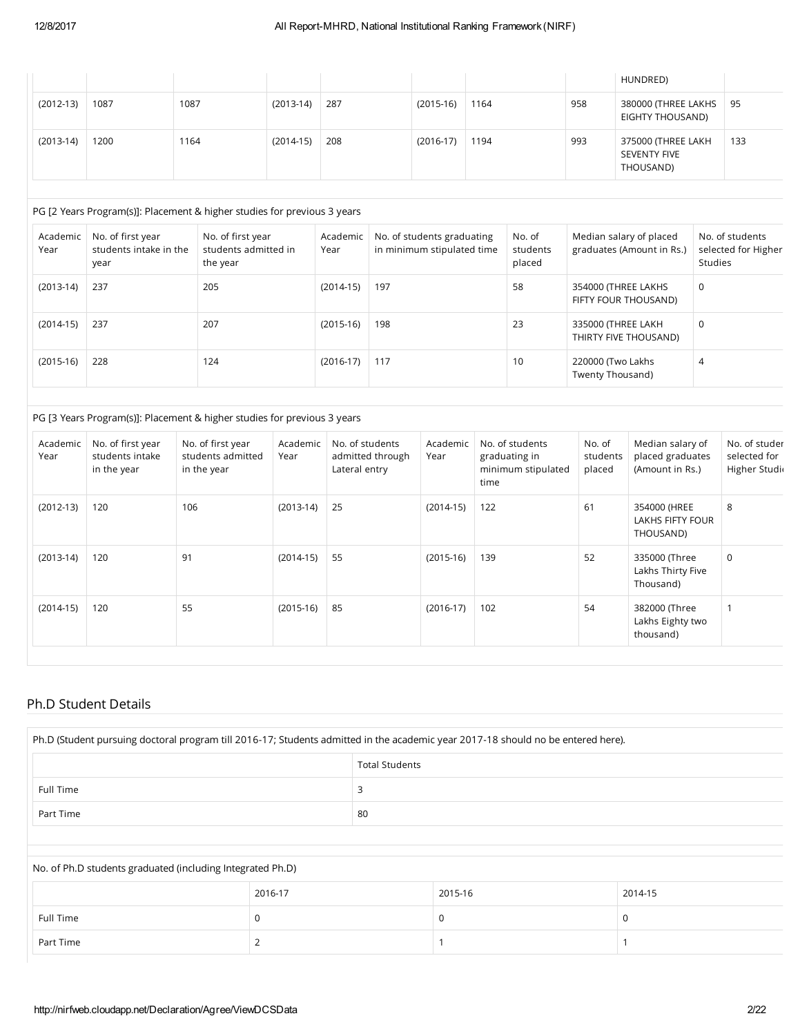| | | | | | | | | HUNDRED) | |
|---|---|---|---|---|---|---|---|---|---|
| (2012-13) | 1087 | 1087 | (2013-14) | 287 | (2015-16) | 1164 | 958 | 380000 (THREE LAKHS EIGHTY THOUSAND) | 95 |
| (2013-14) | 1200 | 1164 | (2014-15) | 208 | (2016-17) | 1194 | 993 | 375000 (THREE LAKH SEVENTY FIVE THOUSAND) | 133 |

PG [2 Years Program(s)]: Placement & higher studies for previous 3 years

| Academic Year | No. of first year students intake in the year | No. of first year students admitted in the year | Academic Year | No. of students graduating in minimum stipulated time | No. of students placed | Median salary of placed graduates (Amount in Rs.) | No. of students selected for Higher Studies |
|---|---|---|---|---|---|---|---|
| (2013-14) | 237 | 205 | (2014-15) | 197 | 58 | 354000 (THREE LAKHS FIFTY FOUR THOUSAND) | 0 |
| (2014-15) | 237 | 207 | (2015-16) | 198 | 23 | 335000 (THREE LAKH THIRTY FIVE THOUSAND) | 0 |
| (2015-16) | 228 | 124 | (2016-17) | 117 | 10 | 220000 (Two Lakhs Twenty Thousand) | 4 |

PG [3 Years Program(s)]: Placement & higher studies for previous 3 years

| Academic Year | No. of first year students intake in the year | No. of first year students admitted in the year | Academic Year | No. of students admitted through Lateral entry | Academic Year | No. of students graduating in minimum stipulated time | No. of students placed | Median salary of placed graduates (Amount in Rs.) | No. of students selected for Higher Studies |
|---|---|---|---|---|---|---|---|---|---|
| (2012-13) | 120 | 106 | (2013-14) | 25 | (2014-15) | 122 | 61 | 354000 (HREE LAKHS FIFTY FOUR THOUSAND) | 8 |
| (2013-14) | 120 | 91 | (2014-15) | 55 | (2015-16) | 139 | 52 | 335000 (Three Lakhs Thirty Five Thousand) | 0 |
| (2014-15) | 120 | 55 | (2015-16) | 85 | (2016-17) | 102 | 54 | 382000 (Three Lakhs Eighty two thousand) | 1 |

## Ph.D Student Details

Ph.D (Student pursuing doctoral program till 2016-17; Students admitted in the academic year 2017-18 should no be entered here).

| | Total Students |
|---|---|
| Full Time | 3 |
| Part Time | 80 |

No. of Ph.D students graduated (including Integrated Ph.D)

| | 2016-17 | 2015-16 | 2014-15 |
|---|---|---|---|
| Full Time | 0 | 0 | 0 |
| Part Time | 2 | 1 | 1 |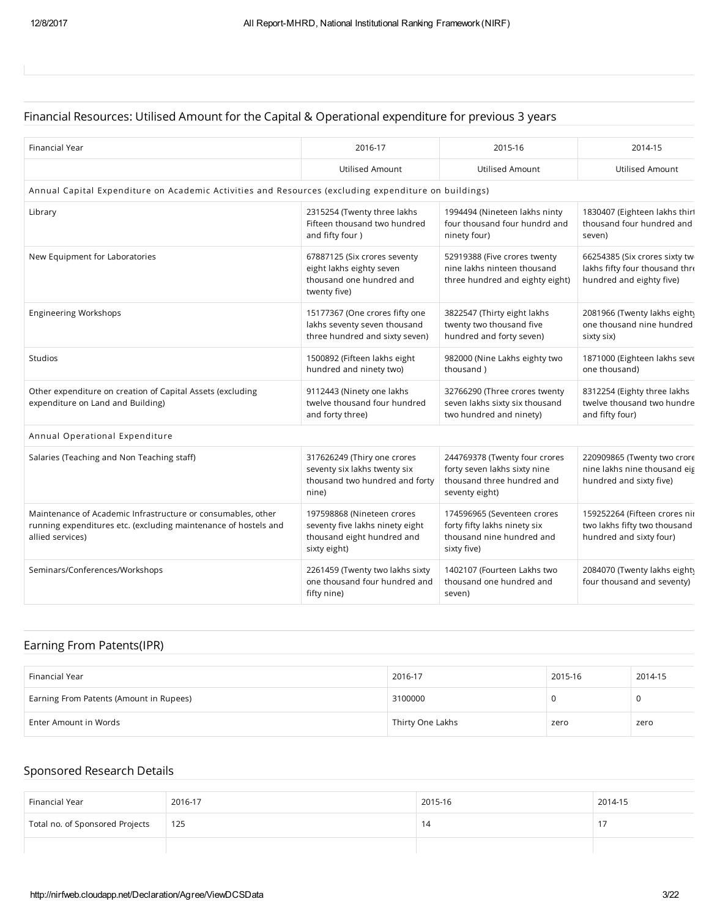## Financial Resources: Utilised Amount for the Capital & Operational expenditure for previous 3 years

| Financial Year | 2016-17 | 2015-16 | 2014-15 |
|---|---|---|---|
| | Utilised Amount | Utilised Amount | Utilised Amount |
| Annual Capital Expenditure on Academic Activities and Resources (excluding expenditure on buildings) | | | |
| Library | 2315254 (Twenty three lakhs Fifteen thousand two hundred and fifty four ) | 1994494 (Nineteen lakhs ninty four thousand four hundrd and ninety four) | 1830407 (Eighteen lakhs thirt thousand four hundred and seven) |
| New Equipment for Laboratories | 67887125 (Six crores seventy eight lakhs eighty seven thousand one hundred and twenty five) | 52919388 (Five crores twenty nine lakhs ninteen thousand three hundred and eighty eight) | 66254385 (Six crores sixty tw lakhs fifty four thousand thre hundred and eighty five) |
| Engineering Workshops | 15177367 (One crores fifty one lakhs seventy seven thousand three hundred and sixty seven) | 3822547 (Thirty eight lakhs twenty two thousand five hundred and forty seven) | 2081966 (Twenty lakhs eighty one thousand nine hundred sixty six) |
| Studios | 1500892 (Fifteen lakhs eight hundred and ninety two) | 982000 (Nine Lakhs eighty two thousand ) | 1871000 (Eighteen lakhs seve one thousand) |
| Other expenditure on creation of Capital Assets (excluding expenditure on Land and Building) | 9112443 (Ninety one lakhs twelve thousand four hundred and forty three) | 32766290 (Three crores twenty seven lakhs sixty six thousand two hundred and ninety) | 8312254 (Eighty three lakhs twelve thousand two hundre and fifty four) |
| Annual Operational Expenditure | | | |
| Salaries (Teaching and Non Teaching staff) | 317626249 (Thiry one crores seventy six lakhs twenty six thousand two hundred and forty nine) | 244769378 (Twenty four crores forty seven lakhs sixty nine thousand three hundred and seventy eight) | 220909865 (Twenty two crore nine lakhs nine thousand eig hundred and sixty five) |
| Maintenance of Academic Infrastructure or consumables, other running expenditures etc. (excluding maintenance of hostels and allied services) | 197598868 (Nineteen crores seventy five lakhs ninety eight thousand eight hundred and sixty eight) | 174596965 (Seventeen crores forty fifty lakhs ninety six thousand nine hundred and sixty five) | 159252264 (Fifteen crores nir two lakhs fifty two thousand hundred and sixty four) |
| Seminars/Conferences/Workshops | 2261459 (Twenty two lakhs sixty one thousand four hundred and fifty nine) | 1402107 (Fourteen Lakhs two thousand one hundred and seven) | 2084070 (Twenty lakhs eighty four thousand and seventy) |

## Earning From Patents(IPR)

| Financial Year | 2016-17 | 2015-16 | 2014-15 |
|---|---|---|---|
| Earning From Patents (Amount in Rupees) | 3100000 | 0 | 0 |
| Enter Amount in Words | Thirty One Lakhs | zero | zero |

## Sponsored Research Details

| Financial Year | 2016-17 | 2015-16 | 2014-15 |
|---|---|---|---|
| Total no. of Sponsored Projects | 125 | 14 | 17 |
| | | | |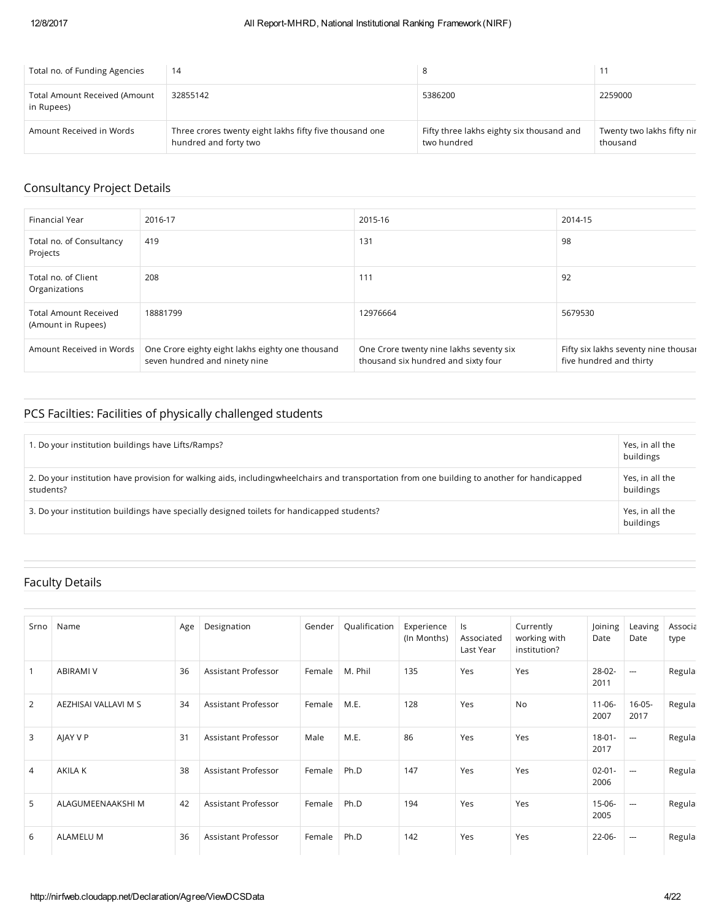| Total no. of Funding Agencies | 14 | 8 | 11 |
|---|---|---|---|
| Total Amount Received (Amount in Rupees) | 32855142 | 5386200 | 2259000 |
| Amount Received in Words | Three crores twenty eight lakhs fifty five thousand one hundred and forty two | Fifty three lakhs eighty six thousand and two hundred | Twenty two lakhs fifty nir thousand |

## Consultancy Project Details

| Financial Year | 2016-17 | 2015-16 | 2014-15 |
|---|---|---|---|
| Total no. of Consultancy Projects | 419 | 131 | 98 |
| Total no. of Client Organizations | 208 | 111 | 92 |
| Total Amount Received (Amount in Rupees) | 18881799 | 12976664 | 5679530 |
| Amount Received in Words | One Crore eighty eight lakhs eighty one thousand seven hundred and ninety nine | One Crore twenty nine lakhs seventy six thousand six hundred and sixty four | Fifty six lakhs seventy nine thousar five hundred and thirty |

## PCS Facilties: Facilities of physically challenged students

| Question | Response |
|---|---|
| 1. Do your institution buildings have Lifts/Ramps? | Yes, in all the buildings |
| 2. Do your institution have provision for walking aids, includingwheelchairs and transportation from one building to another for handicapped students? | Yes, in all the buildings |
| 3. Do your institution buildings have specially designed toilets for handicapped students? | Yes, in all the buildings |

## Faculty Details

| Srno | Name | Age | Designation | Gender | Qualification | Experience (In Months) | Is Associated Last Year | Currently working with institution? | Joining Date | Leaving Date | Associa type |
|---|---|---|---|---|---|---|---|---|---|---|---|
| 1 | ABIRAMI V | 36 | Assistant Professor | Female | M. Phil | 135 | Yes | Yes | 28-02-2011 | --- | Regula |
| 2 | AEZHISAI VALLAVI M S | 34 | Assistant Professor | Female | M.E. | 128 | Yes | No | 11-06-2007 | 16-05-2017 | Regula |
| 3 | AJAY V P | 31 | Assistant Professor | Male | M.E. | 86 | Yes | Yes | 18-01-2017 | --- | Regula |
| 4 | AKILA K | 38 | Assistant Professor | Female | Ph.D | 147 | Yes | Yes | 02-01-2006 | --- | Regula |
| 5 | ALAGUMEENAAKSHI M | 42 | Assistant Professor | Female | Ph.D | 194 | Yes | Yes | 15-06-2005 | --- | Regula |
| 6 | ALAMELU M | 36 | Assistant Professor | Female | Ph.D | 142 | Yes | Yes | 22-06- | --- | Regula |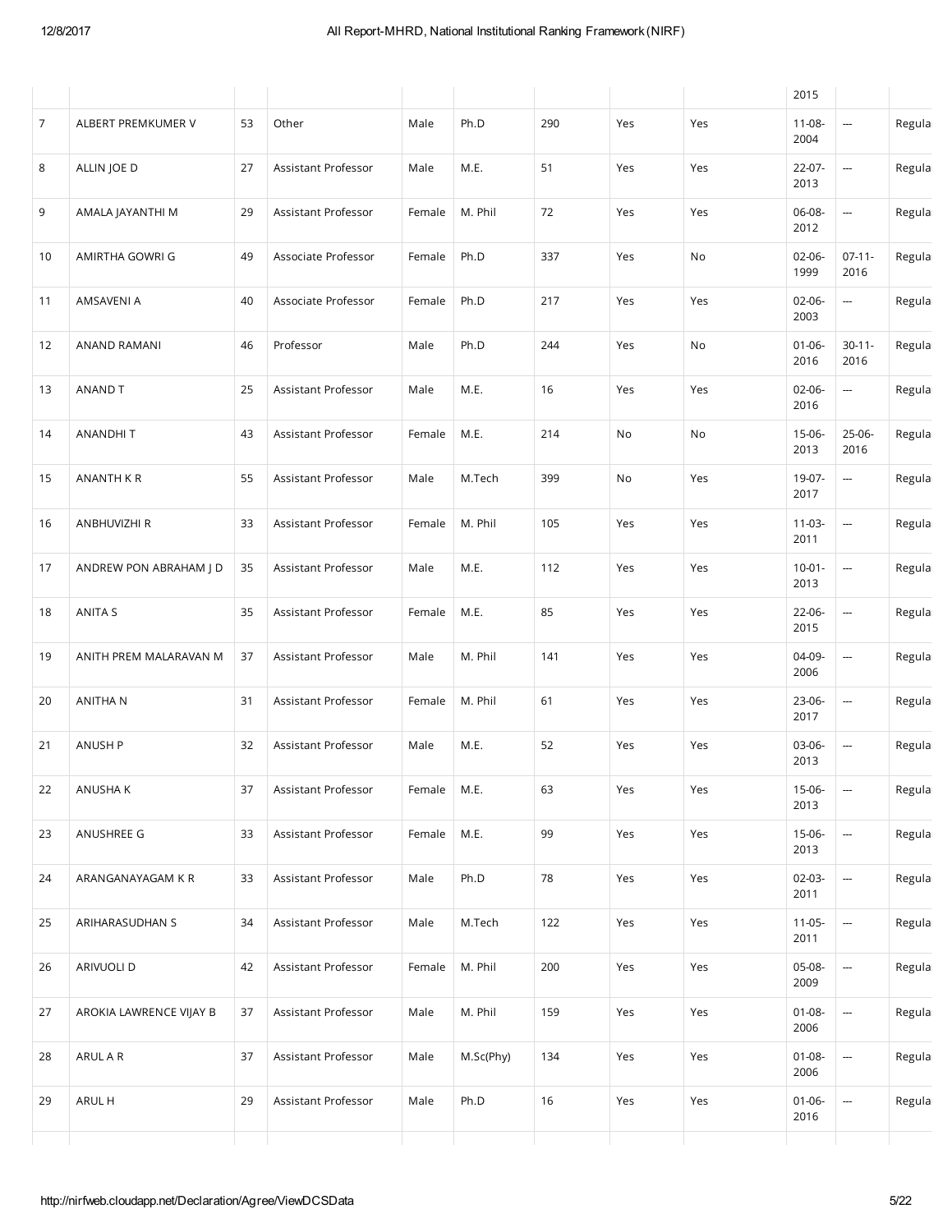| | | | | | | | | | 2015 | | |
|---|---|---|---|---|---|---|---|---|---|---|---|
| 7 | ALBERT PREMKUMER V | 53 | Other | Male | Ph.D | 290 | Yes | Yes | 11-08-2004 | --- | Regula |
| 8 | ALLIN JOE D | 27 | Assistant Professor | Male | M.E. | 51 | Yes | Yes | 22-07-2013 | --- | Regula |
| 9 | AMALA JAYANTHI M | 29 | Assistant Professor | Female | M. Phil | 72 | Yes | Yes | 06-08-2012 | --- | Regula |
| 10 | AMIRTHA GOWRI G | 49 | Associate Professor | Female | Ph.D | 337 | Yes | No | 02-06-1999 | 07-11-2016 | Regula |
| 11 | AMSAVENI A | 40 | Associate Professor | Female | Ph.D | 217 | Yes | Yes | 02-06-2003 | --- | Regula |
| 12 | ANAND RAMANI | 46 | Professor | Male | Ph.D | 244 | Yes | No | 01-06-2016 | 30-11-2016 | Regula |
| 13 | ANAND T | 25 | Assistant Professor | Male | M.E. | 16 | Yes | Yes | 02-06-2016 | --- | Regula |
| 14 | ANANDHI T | 43 | Assistant Professor | Female | M.E. | 214 | No | No | 15-06-2013 | 25-06-2016 | Regula |
| 15 | ANANTH K R | 55 | Assistant Professor | Male | M.Tech | 399 | No | Yes | 19-07-2017 | --- | Regula |
| 16 | ANBHUVIZHI R | 33 | Assistant Professor | Female | M. Phil | 105 | Yes | Yes | 11-03-2011 | --- | Regula |
| 17 | ANDREW PON ABRAHAM J D | 35 | Assistant Professor | Male | M.E. | 112 | Yes | Yes | 10-01-2013 | --- | Regula |
| 18 | ANITA S | 35 | Assistant Professor | Female | M.E. | 85 | Yes | Yes | 22-06-2015 | --- | Regula |
| 19 | ANITH PREM MALARAVAN M | 37 | Assistant Professor | Male | M. Phil | 141 | Yes | Yes | 04-09-2006 | --- | Regula |
| 20 | ANITHA N | 31 | Assistant Professor | Female | M. Phil | 61 | Yes | Yes | 23-06-2017 | --- | Regula |
| 21 | ANUSH P | 32 | Assistant Professor | Male | M.E. | 52 | Yes | Yes | 03-06-2013 | --- | Regula |
| 22 | ANUSHA K | 37 | Assistant Professor | Female | M.E. | 63 | Yes | Yes | 15-06-2013 | --- | Regula |
| 23 | ANUSHREE G | 33 | Assistant Professor | Female | M.E. | 99 | Yes | Yes | 15-06-2013 | --- | Regula |
| 24 | ARANGANAYAGAM K R | 33 | Assistant Professor | Male | Ph.D | 78 | Yes | Yes | 02-03-2011 | --- | Regula |
| 25 | ARIHARASUDHAN S | 34 | Assistant Professor | Male | M.Tech | 122 | Yes | Yes | 11-05-2011 | --- | Regula |
| 26 | ARIVUOLI D | 42 | Assistant Professor | Female | M. Phil | 200 | Yes | Yes | 05-08-2009 | --- | Regula |
| 27 | AROKIA LAWRENCE VIJAY B | 37 | Assistant Professor | Male | M. Phil | 159 | Yes | Yes | 01-08-2006 | --- | Regula |
| 28 | ARUL A R | 37 | Assistant Professor | Male | M.Sc(Phy) | 134 | Yes | Yes | 01-08-2006 | --- | Regula |
| 29 | ARUL H | 29 | Assistant Professor | Male | Ph.D | 16 | Yes | Yes | 01-06-2016 | --- | Regula |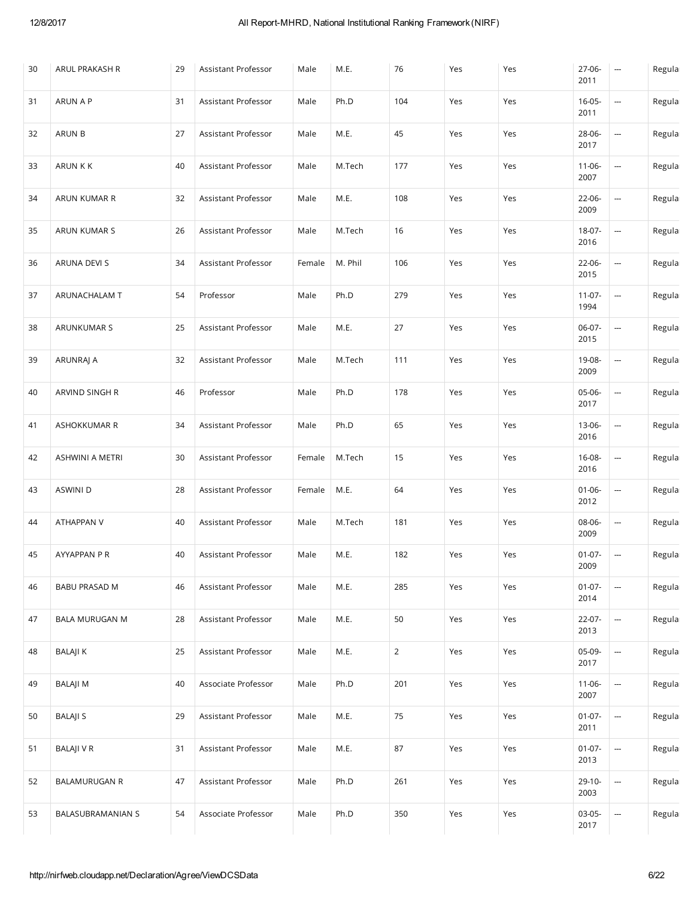| 30 | ARUL PRAKASH R | 29 | Assistant Professor | Male | M.E. | 76 | Yes | Yes | 27-06-2011 | --- | Regula |
|---|---|---|---|---|---|---|---|---|---|---|---|
| 31 | ARUN A P | 31 | Assistant Professor | Male | Ph.D | 104 | Yes | Yes | 16-05-2011 | --- | Regula |
| 32 | ARUN B | 27 | Assistant Professor | Male | M.E. | 45 | Yes | Yes | 28-06-2017 | --- | Regula |
| 33 | ARUN K K | 40 | Assistant Professor | Male | M.Tech | 177 | Yes | Yes | 11-06-2007 | --- | Regula |
| 34 | ARUN KUMAR R | 32 | Assistant Professor | Male | M.E. | 108 | Yes | Yes | 22-06-2009 | --- | Regula |
| 35 | ARUN KUMAR S | 26 | Assistant Professor | Male | M.Tech | 16 | Yes | Yes | 18-07-2016 | --- | Regula |
| 36 | ARUNA DEVI S | 34 | Assistant Professor | Female | M. Phil | 106 | Yes | Yes | 22-06-2015 | --- | Regula |
| 37 | ARUNACHALAM T | 54 | Professor | Male | Ph.D | 279 | Yes | Yes | 11-07-1994 | --- | Regula |
| 38 | ARUNKUMAR S | 25 | Assistant Professor | Male | M.E. | 27 | Yes | Yes | 06-07-2015 | --- | Regula |
| 39 | ARUNRAJ A | 32 | Assistant Professor | Male | M.Tech | 111 | Yes | Yes | 19-08-2009 | --- | Regula |
| 40 | ARVIND SINGH R | 46 | Professor | Male | Ph.D | 178 | Yes | Yes | 05-06-2017 | --- | Regula |
| 41 | ASHOKKUMAR R | 34 | Assistant Professor | Male | Ph.D | 65 | Yes | Yes | 13-06-2016 | --- | Regula |
| 42 | ASHWINI A METRI | 30 | Assistant Professor | Female | M.Tech | 15 | Yes | Yes | 16-08-2016 | --- | Regula |
| 43 | ASWINI D | 28 | Assistant Professor | Female | M.E. | 64 | Yes | Yes | 01-06-2012 | --- | Regula |
| 44 | ATHAPPAN V | 40 | Assistant Professor | Male | M.Tech | 181 | Yes | Yes | 08-06-2009 | --- | Regula |
| 45 | AYYAPPAN P R | 40 | Assistant Professor | Male | M.E. | 182 | Yes | Yes | 01-07-2009 | --- | Regula |
| 46 | BABU PRASAD M | 46 | Assistant Professor | Male | M.E. | 285 | Yes | Yes | 01-07-2014 | --- | Regula |
| 47 | BALA MURUGAN M | 28 | Assistant Professor | Male | M.E. | 50 | Yes | Yes | 22-07-2013 | --- | Regula |
| 48 | BALAJI K | 25 | Assistant Professor | Male | M.E. | 2 | Yes | Yes | 05-09-2017 | --- | Regula |
| 49 | BALAJI M | 40 | Associate Professor | Male | Ph.D | 201 | Yes | Yes | 11-06-2007 | --- | Regula |
| 50 | BALAJI S | 29 | Assistant Professor | Male | M.E. | 75 | Yes | Yes | 01-07-2011 | --- | Regula |
| 51 | BALAJI V R | 31 | Assistant Professor | Male | M.E. | 87 | Yes | Yes | 01-07-2013 | --- | Regula |
| 52 | BALAMURUGAN R | 47 | Assistant Professor | Male | Ph.D | 261 | Yes | Yes | 29-10-2003 | --- | Regula |
| 53 | BALASUBRAMANIAN S | 54 | Associate Professor | Male | Ph.D | 350 | Yes | Yes | 03-05-2017 | --- | Regula |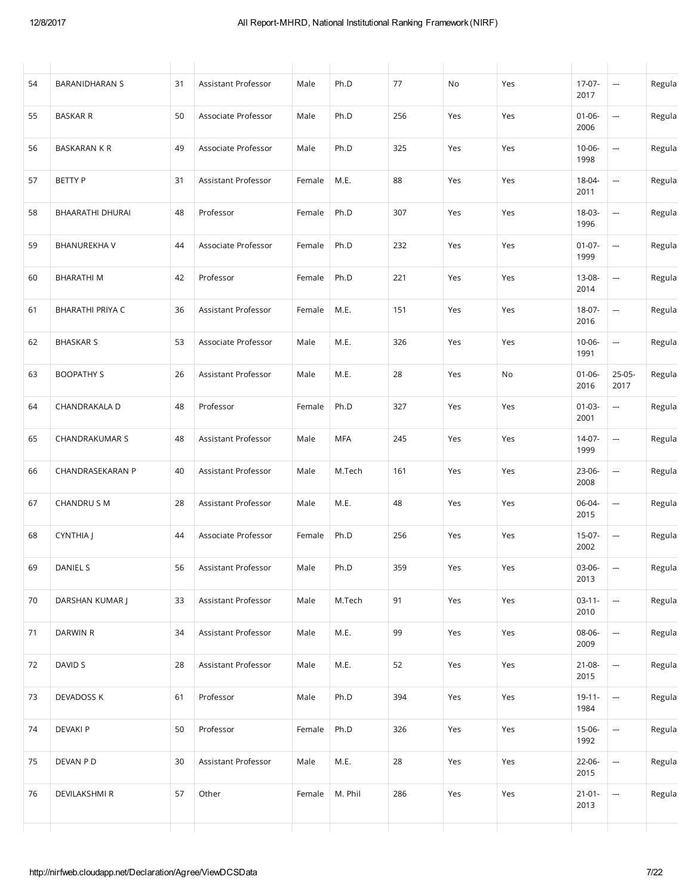| | | | | | | | | | | | |
|---|---|---|---|---|---|---|---|---|---|---|---|
| 54 | BARANIDHARAN S | 31 | Assistant Professor | Male | Ph.D | 77 | No | Yes | 17-07-2017 | --- | Regula |
| 55 | BASKAR R | 50 | Associate Professor | Male | Ph.D | 256 | Yes | Yes | 01-06-2006 | --- | Regula |
| 56 | BASKARAN K R | 49 | Associate Professor | Male | Ph.D | 325 | Yes | Yes | 10-06-1998 | --- | Regula |
| 57 | BETTY P | 31 | Assistant Professor | Female | M.E. | 88 | Yes | Yes | 18-04-2011 | --- | Regula |
| 58 | BHAARATHI DHURAI | 48 | Professor | Female | Ph.D | 307 | Yes | Yes | 18-03-1996 | --- | Regula |
| 59 | BHANUREKHA V | 44 | Associate Professor | Female | Ph.D | 232 | Yes | Yes | 01-07-1999 | --- | Regula |
| 60 | BHARATHI M | 42 | Professor | Female | Ph.D | 221 | Yes | Yes | 13-08-2014 | --- | Regula |
| 61 | BHARATHI PRIYA C | 36 | Assistant Professor | Female | M.E. | 151 | Yes | Yes | 18-07-2016 | --- | Regula |
| 62 | BHASKAR S | 53 | Associate Professor | Male | M.E. | 326 | Yes | Yes | 10-06-1991 | --- | Regula |
| 63 | BOOPATHY S | 26 | Assistant Professor | Male | M.E. | 28 | Yes | No | 01-06-2016 | 25-05-2017 | Regula |
| 64 | CHANDRAKALA D | 48 | Professor | Female | Ph.D | 327 | Yes | Yes | 01-03-2001 | --- | Regula |
| 65 | CHANDRAKUMAR S | 48 | Assistant Professor | Male | MFA | 245 | Yes | Yes | 14-07-1999 | --- | Regula |
| 66 | CHANDRASEKARAN P | 40 | Assistant Professor | Male | M.Tech | 161 | Yes | Yes | 23-06-2008 | --- | Regula |
| 67 | CHANDRU S M | 28 | Assistant Professor | Male | M.E. | 48 | Yes | Yes | 06-04-2015 | --- | Regula |
| 68 | CYNTHIA J | 44 | Associate Professor | Female | Ph.D | 256 | Yes | Yes | 15-07-2002 | --- | Regula |
| 69 | DANIEL S | 56 | Assistant Professor | Male | Ph.D | 359 | Yes | Yes | 03-06-2013 | --- | Regula |
| 70 | DARSHAN KUMAR J | 33 | Assistant Professor | Male | M.Tech | 91 | Yes | Yes | 03-11-2010 | --- | Regula |
| 71 | DARWIN R | 34 | Assistant Professor | Male | M.E. | 99 | Yes | Yes | 08-06-2009 | --- | Regula |
| 72 | DAVID S | 28 | Assistant Professor | Male | M.E. | 52 | Yes | Yes | 21-08-2015 | --- | Regula |
| 73 | DEVADOSS K | 61 | Professor | Male | Ph.D | 394 | Yes | Yes | 19-11-1984 | --- | Regula |
| 74 | DEVAKI P | 50 | Professor | Female | Ph.D | 326 | Yes | Yes | 15-06-1992 | --- | Regula |
| 75 | DEVAN P D | 30 | Assistant Professor | Male | M.E. | 28 | Yes | Yes | 22-06-2015 | --- | Regula |
| 76 | DEVILAKSHMI R | 57 | Other | Female | M. Phil | 286 | Yes | Yes | 21-01-2013 | --- | Regula |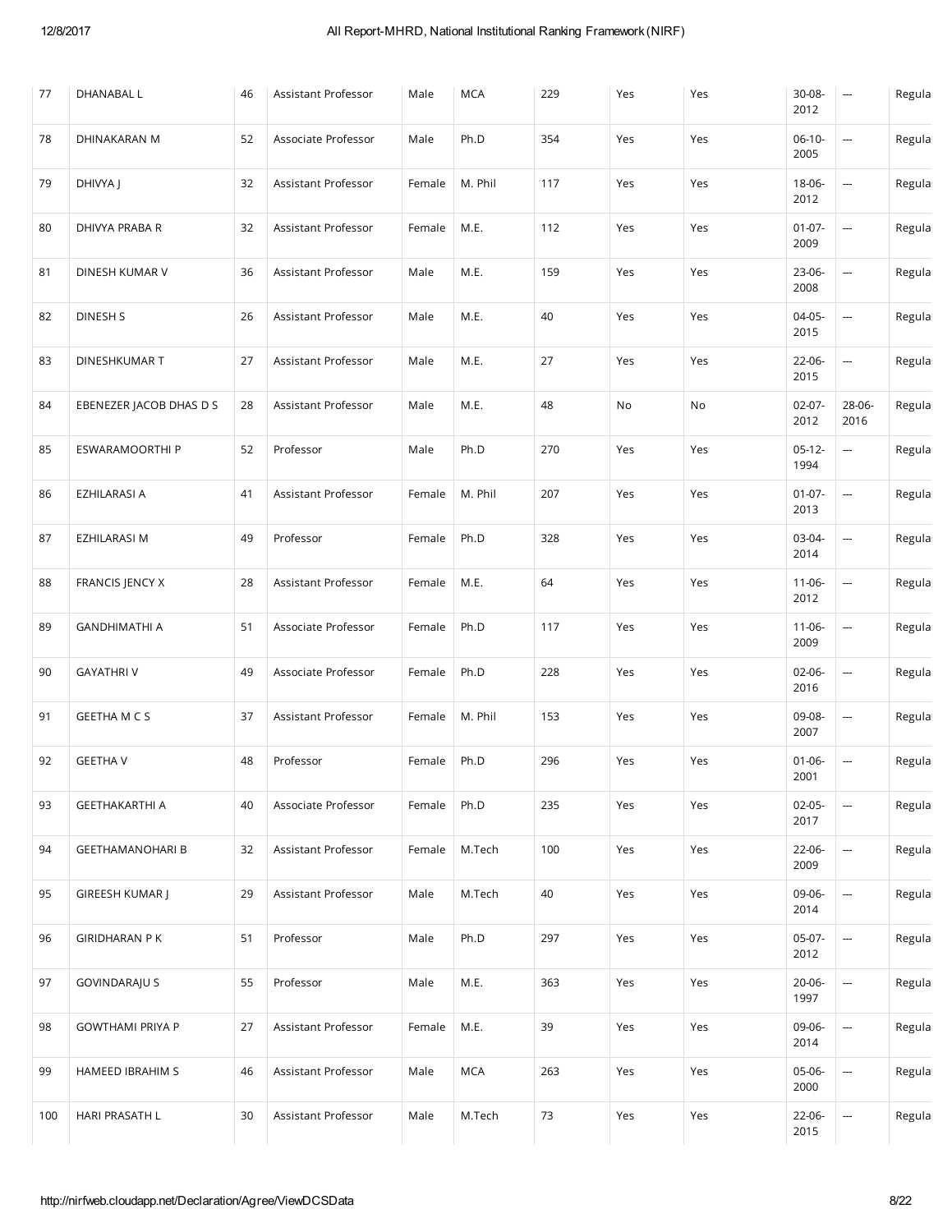| 77 | DHANABAL L | 46 | Assistant Professor | Male | MCA | 229 | Yes | Yes | 30-08-2012 | --- | Regula |
|---|---|---|---|---|---|---|---|---|---|---|---|
| 78 | DHINAKARAN M | 52 | Associate Professor | Male | Ph.D | 354 | Yes | Yes | 06-10-2005 | --- | Regula |
| 79 | DHIVYA J | 32 | Assistant Professor | Female | M. Phil | 117 | Yes | Yes | 18-06-2012 | --- | Regula |
| 80 | DHIVYA PRABA R | 32 | Assistant Professor | Female | M.E. | 112 | Yes | Yes | 01-07-2009 | --- | Regula |
| 81 | DINESH KUMAR V | 36 | Assistant Professor | Male | M.E. | 159 | Yes | Yes | 23-06-2008 | --- | Regula |
| 82 | DINESH S | 26 | Assistant Professor | Male | M.E. | 40 | Yes | Yes | 04-05-2015 | --- | Regula |
| 83 | DINESHKUMAR T | 27 | Assistant Professor | Male | M.E. | 27 | Yes | Yes | 22-06-2015 | --- | Regula |
| 84 | EBENEZER JACOB DHAS D S | 28 | Assistant Professor | Male | M.E. | 48 | No | No | 02-07-2012 | 28-06-2016 | Regula |
| 85 | ESWARAMOORTHI P | 52 | Professor | Male | Ph.D | 270 | Yes | Yes | 05-12-1994 | --- | Regula |
| 86 | EZHILARASI A | 41 | Assistant Professor | Female | M. Phil | 207 | Yes | Yes | 01-07-2013 | --- | Regula |
| 87 | EZHILARASI M | 49 | Professor | Female | Ph.D | 328 | Yes | Yes | 03-04-2014 | --- | Regula |
| 88 | FRANCIS JENCY X | 28 | Assistant Professor | Female | M.E. | 64 | Yes | Yes | 11-06-2012 | --- | Regula |
| 89 | GANDHIMATHI A | 51 | Associate Professor | Female | Ph.D | 117 | Yes | Yes | 11-06-2009 | --- | Regula |
| 90 | GAYATHRI V | 49 | Associate Professor | Female | Ph.D | 228 | Yes | Yes | 02-06-2016 | --- | Regula |
| 91 | GEETHA M C S | 37 | Assistant Professor | Female | M. Phil | 153 | Yes | Yes | 09-08-2007 | --- | Regula |
| 92 | GEETHA V | 48 | Professor | Female | Ph.D | 296 | Yes | Yes | 01-06-2001 | --- | Regula |
| 93 | GEETHAKARTHI A | 40 | Associate Professor | Female | Ph.D | 235 | Yes | Yes | 02-05-2017 | --- | Regula |
| 94 | GEETHAMANOHARI B | 32 | Assistant Professor | Female | M.Tech | 100 | Yes | Yes | 22-06-2009 | --- | Regula |
| 95 | GIREESH KUMAR J | 29 | Assistant Professor | Male | M.Tech | 40 | Yes | Yes | 09-06-2014 | --- | Regula |
| 96 | GIRIDHARAN P K | 51 | Professor | Male | Ph.D | 297 | Yes | Yes | 05-07-2012 | --- | Regula |
| 97 | GOVINDARAJU S | 55 | Professor | Male | M.E. | 363 | Yes | Yes | 20-06-1997 | --- | Regula |
| 98 | GOWTHAMI PRIYA P | 27 | Assistant Professor | Female | M.E. | 39 | Yes | Yes | 09-06-2014 | --- | Regula |
| 99 | HAMEED IBRAHIM S | 46 | Assistant Professor | Male | MCA | 263 | Yes | Yes | 05-06-2000 | --- | Regula |
| 100 | HARI PRASATH L | 30 | Assistant Professor | Male | M.Tech | 73 | Yes | Yes | 22-06-2015 | --- | Regula |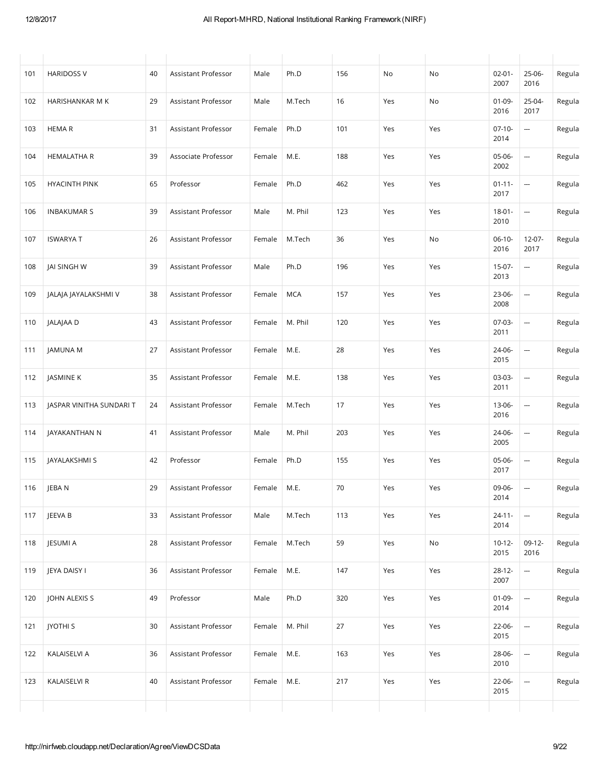| | | | | | | | | | | | |
|---|---|---|---|---|---|---|---|---|---|---|---|
| 101 | HARIDOSS V | 40 | Assistant Professor | Male | Ph.D | 156 | No | No | 02-01-2007 | 25-06-2016 | Regula |
| 102 | HARISHANKAR M K | 29 | Assistant Professor | Male | M.Tech | 16 | Yes | No | 01-09-2016 | 25-04-2017 | Regula |
| 103 | HEMA R | 31 | Assistant Professor | Female | Ph.D | 101 | Yes | Yes | 07-10-2014 | --- | Regula |
| 104 | HEMALATHA R | 39 | Associate Professor | Female | M.E. | 188 | Yes | Yes | 05-06-2002 | --- | Regula |
| 105 | HYACINTH PINK | 65 | Professor | Female | Ph.D | 462 | Yes | Yes | 01-11-2017 | --- | Regula |
| 106 | INBAKUMAR S | 39 | Assistant Professor | Male | M. Phil | 123 | Yes | Yes | 18-01-2010 | --- | Regula |
| 107 | ISWARYA T | 26 | Assistant Professor | Female | M.Tech | 36 | Yes | No | 06-10-2016 | 12-07-2017 | Regula |
| 108 | JAI SINGH W | 39 | Assistant Professor | Male | Ph.D | 196 | Yes | Yes | 15-07-2013 | --- | Regula |
| 109 | JALAJA JAYALAKSHMI V | 38 | Assistant Professor | Female | MCA | 157 | Yes | Yes | 23-06-2008 | --- | Regula |
| 110 | JALAJAA D | 43 | Assistant Professor | Female | M. Phil | 120 | Yes | Yes | 07-03-2011 | --- | Regula |
| 111 | JAMUNA M | 27 | Assistant Professor | Female | M.E. | 28 | Yes | Yes | 24-06-2015 | --- | Regula |
| 112 | JASMINE K | 35 | Assistant Professor | Female | M.E. | 138 | Yes | Yes | 03-03-2011 | --- | Regula |
| 113 | JASPAR VINITHA SUNDARI T | 24 | Assistant Professor | Female | M.Tech | 17 | Yes | Yes | 13-06-2016 | --- | Regula |
| 114 | JAYAKANTHAN N | 41 | Assistant Professor | Male | M. Phil | 203 | Yes | Yes | 24-06-2005 | --- | Regula |
| 115 | JAYALAKSHMI S | 42 | Professor | Female | Ph.D | 155 | Yes | Yes | 05-06-2017 | --- | Regula |
| 116 | JEBA N | 29 | Assistant Professor | Female | M.E. | 70 | Yes | Yes | 09-06-2014 | --- | Regula |
| 117 | JEEVA B | 33 | Assistant Professor | Male | M.Tech | 113 | Yes | Yes | 24-11-2014 | --- | Regula |
| 118 | JESUMI A | 28 | Assistant Professor | Female | M.Tech | 59 | Yes | No | 10-12-2015 | 09-12-2016 | Regula |
| 119 | JEYA DAISY I | 36 | Assistant Professor | Female | M.E. | 147 | Yes | Yes | 28-12-2007 | --- | Regula |
| 120 | JOHN ALEXIS S | 49 | Professor | Male | Ph.D | 320 | Yes | Yes | 01-09-2014 | --- | Regula |
| 121 | JYOTHI S | 30 | Assistant Professor | Female | M. Phil | 27 | Yes | Yes | 22-06-2015 | --- | Regula |
| 122 | KALAISELVI A | 36 | Assistant Professor | Female | M.E. | 163 | Yes | Yes | 28-06-2010 | --- | Regula |
| 123 | KALAISELVI R | 40 | Assistant Professor | Female | M.E. | 217 | Yes | Yes | 22-06-2015 | --- | Regula |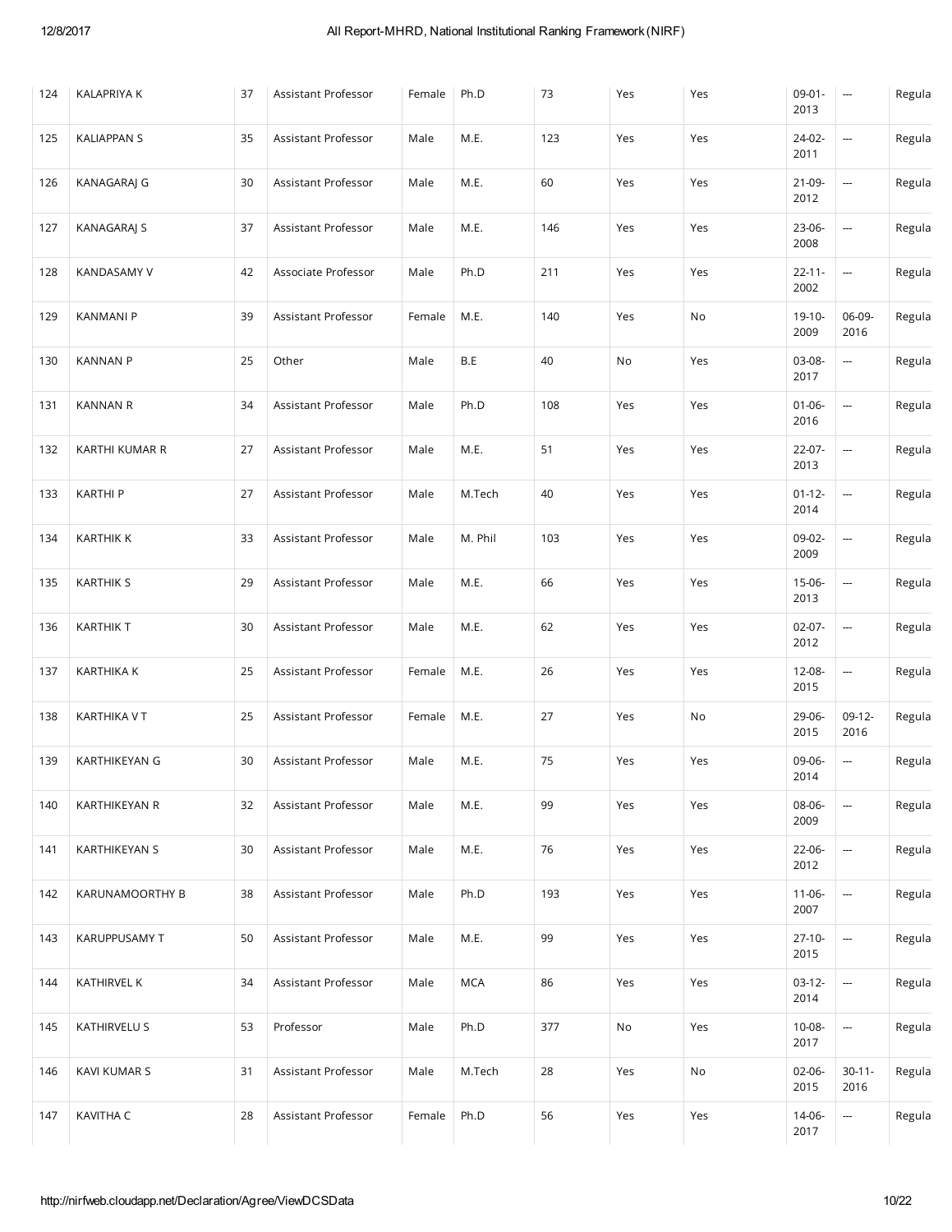| 124 | KALAPRIYA K | 37 | Assistant Professor | Female | Ph.D | 73 | Yes | Yes | 09-01-2013 | --- | Regula |
|---|---|---|---|---|---|---|---|---|---|---|---|
| 125 | KALIAPPAN S | 35 | Assistant Professor | Male | M.E. | 123 | Yes | Yes | 24-02-2011 | --- | Regula |
| 126 | KANAGARAJ G | 30 | Assistant Professor | Male | M.E. | 60 | Yes | Yes | 21-09-2012 | --- | Regula |
| 127 | KANAGARAJ S | 37 | Assistant Professor | Male | M.E. | 146 | Yes | Yes | 23-06-2008 | --- | Regula |
| 128 | KANDASAMY V | 42 | Associate Professor | Male | Ph.D | 211 | Yes | Yes | 22-11-2002 | --- | Regula |
| 129 | KANMANI P | 39 | Assistant Professor | Female | M.E. | 140 | Yes | No | 19-10-2009 | 06-09-2016 | Regula |
| 130 | KANNAN P | 25 | Other | Male | B.E | 40 | No | Yes | 03-08-2017 | --- | Regula |
| 131 | KANNAN R | 34 | Assistant Professor | Male | Ph.D | 108 | Yes | Yes | 01-06-2016 | --- | Regula |
| 132 | KARTHI KUMAR R | 27 | Assistant Professor | Male | M.E. | 51 | Yes | Yes | 22-07-2013 | --- | Regula |
| 133 | KARTHI P | 27 | Assistant Professor | Male | M.Tech | 40 | Yes | Yes | 01-12-2014 | --- | Regula |
| 134 | KARTHIK K | 33 | Assistant Professor | Male | M. Phil | 103 | Yes | Yes | 09-02-2009 | --- | Regula |
| 135 | KARTHIK S | 29 | Assistant Professor | Male | M.E. | 66 | Yes | Yes | 15-06-2013 | --- | Regula |
| 136 | KARTHIK T | 30 | Assistant Professor | Male | M.E. | 62 | Yes | Yes | 02-07-2012 | --- | Regula |
| 137 | KARTHIKA K | 25 | Assistant Professor | Female | M.E. | 26 | Yes | Yes | 12-08-2015 | --- | Regula |
| 138 | KARTHIKA V T | 25 | Assistant Professor | Female | M.E. | 27 | Yes | No | 29-06-2015 | 09-12-2016 | Regula |
| 139 | KARTHIKEYAN G | 30 | Assistant Professor | Male | M.E. | 75 | Yes | Yes | 09-06-2014 | --- | Regula |
| 140 | KARTHIKEYAN R | 32 | Assistant Professor | Male | M.E. | 99 | Yes | Yes | 08-06-2009 | --- | Regula |
| 141 | KARTHIKEYAN S | 30 | Assistant Professor | Male | M.E. | 76 | Yes | Yes | 22-06-2012 | --- | Regula |
| 142 | KARUNAMOORTHY B | 38 | Assistant Professor | Male | Ph.D | 193 | Yes | Yes | 11-06-2007 | --- | Regula |
| 143 | KARUPPUSAMY T | 50 | Assistant Professor | Male | M.E. | 99 | Yes | Yes | 27-10-2015 | --- | Regula |
| 144 | KATHIRVEL K | 34 | Assistant Professor | Male | MCA | 86 | Yes | Yes | 03-12-2014 | --- | Regula |
| 145 | KATHIRVELU S | 53 | Professor | Male | Ph.D | 377 | No | Yes | 10-08-2017 | --- | Regula |
| 146 | KAVI KUMAR S | 31 | Assistant Professor | Male | M.Tech | 28 | Yes | No | 02-06-2015 | 30-11-2016 | Regula |
| 147 | KAVITHA C | 28 | Assistant Professor | Female | Ph.D | 56 | Yes | Yes | 14-06-2017 | --- | Regula |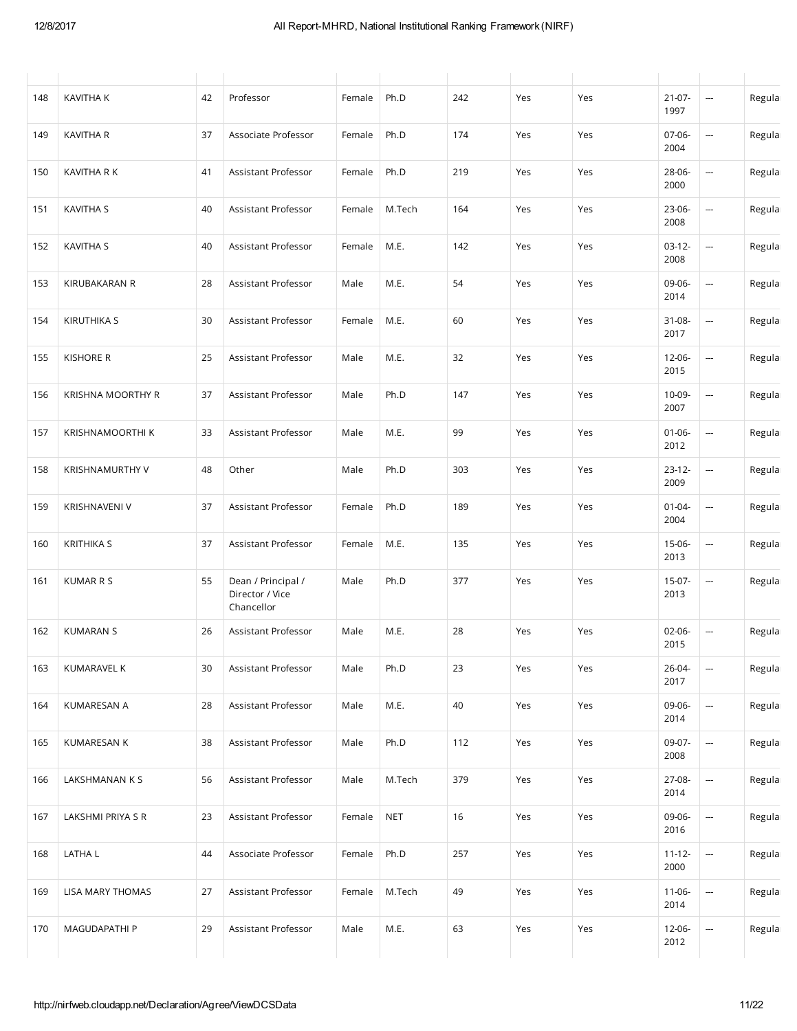| | | | | | | | | | | | |
|---|---|---|---|---|---|---|---|---|---|---|---|
| 148 | KAVITHA K | 42 | Professor | Female | Ph.D | 242 | Yes | Yes | 21-07-1997 | --- | Regula |
| 149 | KAVITHA R | 37 | Associate Professor | Female | Ph.D | 174 | Yes | Yes | 07-06-2004 | --- | Regula |
| 150 | KAVITHA R K | 41 | Assistant Professor | Female | Ph.D | 219 | Yes | Yes | 28-06-2000 | --- | Regula |
| 151 | KAVITHA S | 40 | Assistant Professor | Female | M.Tech | 164 | Yes | Yes | 23-06-2008 | --- | Regula |
| 152 | KAVITHA S | 40 | Assistant Professor | Female | M.E. | 142 | Yes | Yes | 03-12-2008 | --- | Regula |
| 153 | KIRUBAKARAN R | 28 | Assistant Professor | Male | M.E. | 54 | Yes | Yes | 09-06-2014 | --- | Regula |
| 154 | KIRUTHIKA S | 30 | Assistant Professor | Female | M.E. | 60 | Yes | Yes | 31-08-2017 | --- | Regula |
| 155 | KISHORE R | 25 | Assistant Professor | Male | M.E. | 32 | Yes | Yes | 12-06-2015 | --- | Regula |
| 156 | KRISHNA MOORTHY R | 37 | Assistant Professor | Male | Ph.D | 147 | Yes | Yes | 10-09-2007 | --- | Regula |
| 157 | KRISHNAMOORTHI K | 33 | Assistant Professor | Male | M.E. | 99 | Yes | Yes | 01-06-2012 | --- | Regula |
| 158 | KRISHNAMURTHY V | 48 | Other | Male | Ph.D | 303 | Yes | Yes | 23-12-2009 | --- | Regula |
| 159 | KRISHNAVENI V | 37 | Assistant Professor | Female | Ph.D | 189 | Yes | Yes | 01-04-2004 | --- | Regula |
| 160 | KRITHIKA S | 37 | Assistant Professor | Female | M.E. | 135 | Yes | Yes | 15-06-2013 | --- | Regula |
| 161 | KUMAR R S | 55 | Dean / Principal / Director / Vice Chancellor | Male | Ph.D | 377 | Yes | Yes | 15-07-2013 | --- | Regula |
| 162 | KUMARAN S | 26 | Assistant Professor | Male | M.E. | 28 | Yes | Yes | 02-06-2015 | --- | Regula |
| 163 | KUMARAVEL K | 30 | Assistant Professor | Male | Ph.D | 23 | Yes | Yes | 26-04-2017 | --- | Regula |
| 164 | KUMARESAN A | 28 | Assistant Professor | Male | M.E. | 40 | Yes | Yes | 09-06-2014 | --- | Regula |
| 165 | KUMARESAN K | 38 | Assistant Professor | Male | Ph.D | 112 | Yes | Yes | 09-07-2008 | --- | Regula |
| 166 | LAKSHMANAN K S | 56 | Assistant Professor | Male | M.Tech | 379 | Yes | Yes | 27-08-2014 | --- | Regula |
| 167 | LAKSHMI PRIYA S R | 23 | Assistant Professor | Female | NET | 16 | Yes | Yes | 09-06-2016 | --- | Regula |
| 168 | LATHA L | 44 | Associate Professor | Female | Ph.D | 257 | Yes | Yes | 11-12-2000 | --- | Regula |
| 169 | LISA MARY THOMAS | 27 | Assistant Professor | Female | M.Tech | 49 | Yes | Yes | 11-06-2014 | --- | Regula |
| 170 | MAGUDAPATHI P | 29 | Assistant Professor | Male | M.E. | 63 | Yes | Yes | 12-06-2012 | --- | Regula |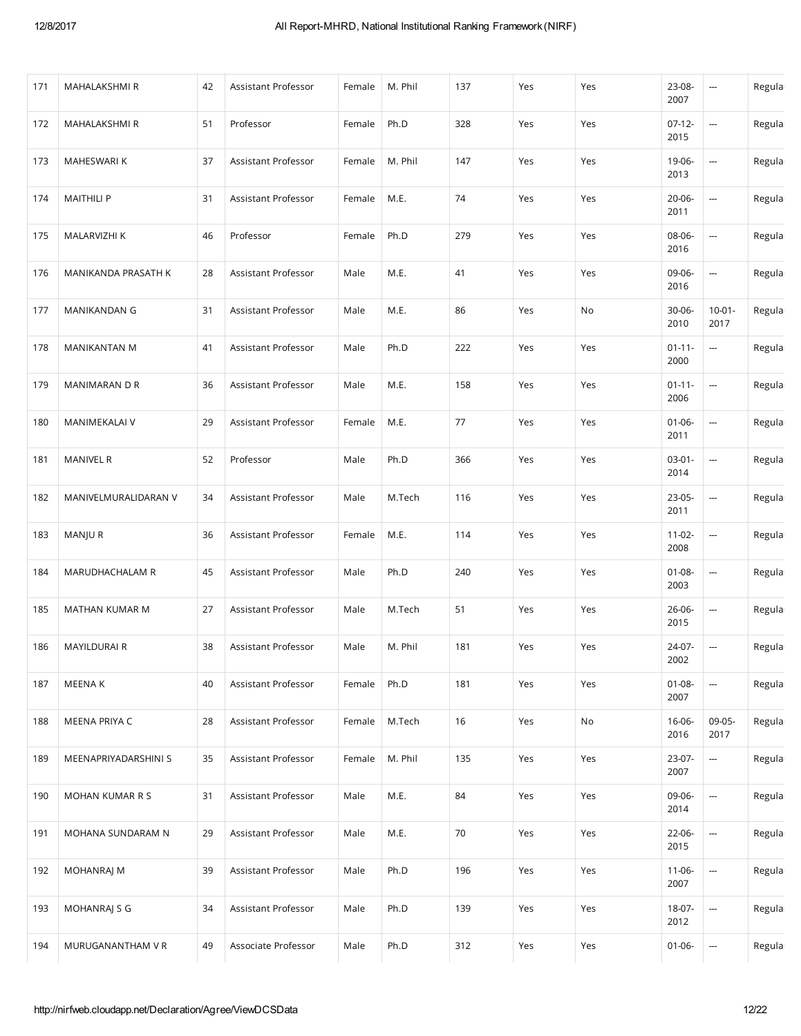| 171 | MAHALAKSHMI R | 42 | Assistant Professor | Female | M. Phil | 137 | Yes | Yes | 23-08-2007 | --- | Regula |
|---|---|---|---|---|---|---|---|---|---|---|---|
| 172 | MAHALAKSHMI R | 51 | Professor | Female | Ph.D | 328 | Yes | Yes | 07-12-2015 | --- | Regula |
| 173 | MAHESWARI K | 37 | Assistant Professor | Female | M. Phil | 147 | Yes | Yes | 19-06-2013 | --- | Regula |
| 174 | MAITHILI P | 31 | Assistant Professor | Female | M.E. | 74 | Yes | Yes | 20-06-2011 | --- | Regula |
| 175 | MALARVIZHI K | 46 | Professor | Female | Ph.D | 279 | Yes | Yes | 08-06-2016 | --- | Regula |
| 176 | MANIKANDA PRASATH K | 28 | Assistant Professor | Male | M.E. | 41 | Yes | Yes | 09-06-2016 | --- | Regula |
| 177 | MANIKANDAN G | 31 | Assistant Professor | Male | M.E. | 86 | Yes | No | 30-06-2010 | 10-01-2017 | Regula |
| 178 | MANIKANTAN M | 41 | Assistant Professor | Male | Ph.D | 222 | Yes | Yes | 01-11-2000 | --- | Regula |
| 179 | MANIMARAN D R | 36 | Assistant Professor | Male | M.E. | 158 | Yes | Yes | 01-11-2006 | --- | Regula |
| 180 | MANIMEKALAI V | 29 | Assistant Professor | Female | M.E. | 77 | Yes | Yes | 01-06-2011 | --- | Regula |
| 181 | MANIVEL R | 52 | Professor | Male | Ph.D | 366 | Yes | Yes | 03-01-2014 | --- | Regula |
| 182 | MANIVELMURALIDARAN V | 34 | Assistant Professor | Male | M.Tech | 116 | Yes | Yes | 23-05-2011 | --- | Regula |
| 183 | MANJU R | 36 | Assistant Professor | Female | M.E. | 114 | Yes | Yes | 11-02-2008 | --- | Regula |
| 184 | MARUDHACHALAM R | 45 | Assistant Professor | Male | Ph.D | 240 | Yes | Yes | 01-08-2003 | --- | Regula |
| 185 | MATHAN KUMAR M | 27 | Assistant Professor | Male | M.Tech | 51 | Yes | Yes | 26-06-2015 | --- | Regula |
| 186 | MAYILDURAI R | 38 | Assistant Professor | Male | M. Phil | 181 | Yes | Yes | 24-07-2002 | --- | Regula |
| 187 | MEENA K | 40 | Assistant Professor | Female | Ph.D | 181 | Yes | Yes | 01-08-2007 | --- | Regula |
| 188 | MEENA PRIYA C | 28 | Assistant Professor | Female | M.Tech | 16 | Yes | No | 16-06-2016 | 09-05-2017 | Regula |
| 189 | MEENAPRIYADARSHINI S | 35 | Assistant Professor | Female | M. Phil | 135 | Yes | Yes | 23-07-2007 | --- | Regula |
| 190 | MOHAN KUMAR R S | 31 | Assistant Professor | Male | M.E. | 84 | Yes | Yes | 09-06-2014 | --- | Regula |
| 191 | MOHANA SUNDARAM N | 29 | Assistant Professor | Male | M.E. | 70 | Yes | Yes | 22-06-2015 | --- | Regula |
| 192 | MOHANRAJ M | 39 | Assistant Professor | Male | Ph.D | 196 | Yes | Yes | 11-06-2007 | --- | Regula |
| 193 | MOHANRAJ S G | 34 | Assistant Professor | Male | Ph.D | 139 | Yes | Yes | 18-07-2012 | --- | Regula |
| 194 | MURUGANANTHAM V R | 49 | Associate Professor | Male | Ph.D | 312 | Yes | Yes | 01-06- | --- | Regula |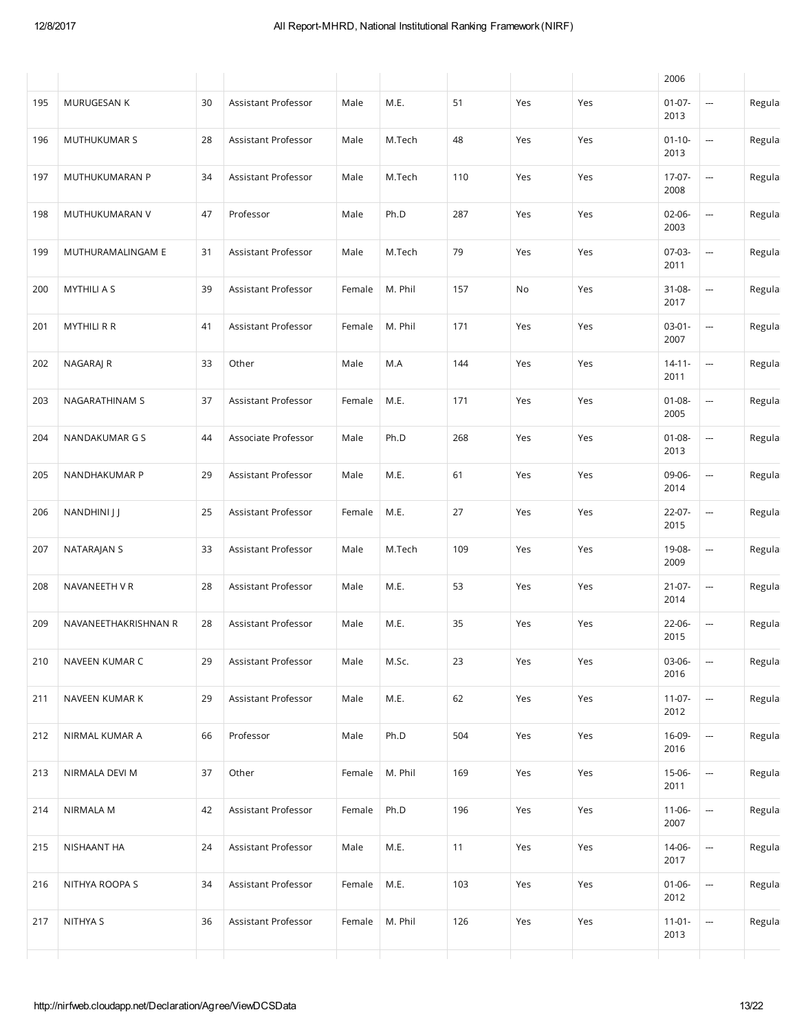| | | | | | | | | | | | |
|---|---|---|---|---|---|---|---|---|---|---|---|
| | | | | | | | | | 2006 | | |
| 195 | MURUGESAN K | 30 | Assistant Professor | Male | M.E. | 51 | Yes | Yes | 01-07-2013 | --- | Regula |
| 196 | MUTHUKUMAR S | 28 | Assistant Professor | Male | M.Tech | 48 | Yes | Yes | 01-10-2013 | --- | Regula |
| 197 | MUTHUKUMARAN P | 34 | Assistant Professor | Male | M.Tech | 110 | Yes | Yes | 17-07-2008 | --- | Regula |
| 198 | MUTHUKUMARAN V | 47 | Professor | Male | Ph.D | 287 | Yes | Yes | 02-06-2003 | --- | Regula |
| 199 | MUTHURAMALINGAM E | 31 | Assistant Professor | Male | M.Tech | 79 | Yes | Yes | 07-03-2011 | --- | Regula |
| 200 | MYTHILI A S | 39 | Assistant Professor | Female | M. Phil | 157 | No | Yes | 31-08-2017 | --- | Regula |
| 201 | MYTHILI R R | 41 | Assistant Professor | Female | M. Phil | 171 | Yes | Yes | 03-01-2007 | --- | Regula |
| 202 | NAGARAJ R | 33 | Other | Male | M.A | 144 | Yes | Yes | 14-11-2011 | --- | Regula |
| 203 | NAGARATHINAM S | 37 | Assistant Professor | Female | M.E. | 171 | Yes | Yes | 01-08-2005 | --- | Regula |
| 204 | NANDAKUMAR G S | 44 | Associate Professor | Male | Ph.D | 268 | Yes | Yes | 01-08-2013 | --- | Regula |
| 205 | NANDHAKUMAR P | 29 | Assistant Professor | Male | M.E. | 61 | Yes | Yes | 09-06-2014 | --- | Regula |
| 206 | NANDHINI J J | 25 | Assistant Professor | Female | M.E. | 27 | Yes | Yes | 22-07-2015 | --- | Regula |
| 207 | NATARAJAN S | 33 | Assistant Professor | Male | M.Tech | 109 | Yes | Yes | 19-08-2009 | --- | Regula |
| 208 | NAVANEETH V R | 28 | Assistant Professor | Male | M.E. | 53 | Yes | Yes | 21-07-2014 | --- | Regula |
| 209 | NAVANEETHAKRISHNAN R | 28 | Assistant Professor | Male | M.E. | 35 | Yes | Yes | 22-06-2015 | --- | Regula |
| 210 | NAVEEN KUMAR C | 29 | Assistant Professor | Male | M.Sc. | 23 | Yes | Yes | 03-06-2016 | --- | Regula |
| 211 | NAVEEN KUMAR K | 29 | Assistant Professor | Male | M.E. | 62 | Yes | Yes | 11-07-2012 | --- | Regula |
| 212 | NIRMAL KUMAR A | 66 | Professor | Male | Ph.D | 504 | Yes | Yes | 16-09-2016 | --- | Regula |
| 213 | NIRMALA DEVI M | 37 | Other | Female | M. Phil | 169 | Yes | Yes | 15-06-2011 | --- | Regula |
| 214 | NIRMALA M | 42 | Assistant Professor | Female | Ph.D | 196 | Yes | Yes | 11-06-2007 | --- | Regula |
| 215 | NISHAANT HA | 24 | Assistant Professor | Male | M.E. | 11 | Yes | Yes | 14-06-2017 | --- | Regula |
| 216 | NITHYA ROOPA S | 34 | Assistant Professor | Female | M.E. | 103 | Yes | Yes | 01-06-2012 | --- | Regula |
| 217 | NITHYA S | 36 | Assistant Professor | Female | M. Phil | 126 | Yes | Yes | 11-01-2013 | --- | Regula |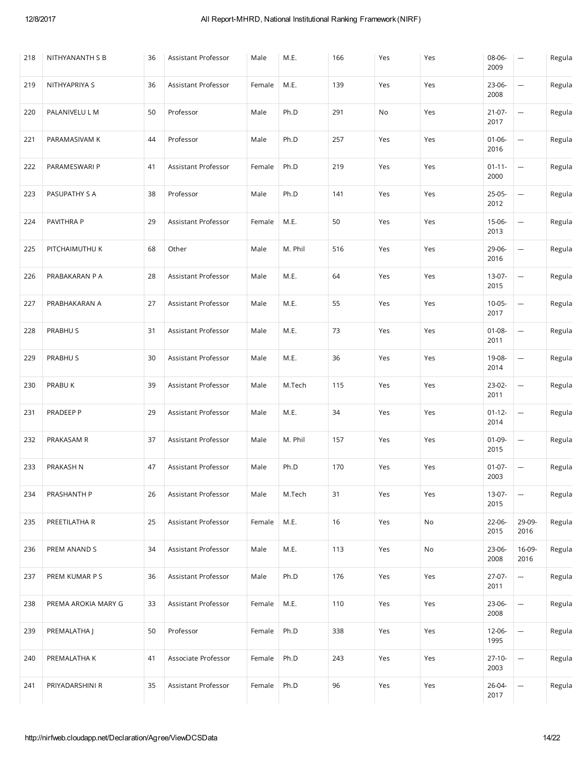| 218 | NITHYANANTH S B | 36 | Assistant Professor | Male | M.E. | 166 | Yes | Yes | 08-06-2009 | --- | Regula |
|---|---|---|---|---|---|---|---|---|---|---|---|
| 219 | NITHYAPRIYA S | 36 | Assistant Professor | Female | M.E. | 139 | Yes | Yes | 23-06-2008 | --- | Regula |
| 220 | PALANIVELU L M | 50 | Professor | Male | Ph.D | 291 | No | Yes | 21-07-2017 | --- | Regula |
| 221 | PARAMASIVAM K | 44 | Professor | Male | Ph.D | 257 | Yes | Yes | 01-06-2016 | --- | Regula |
| 222 | PARAMESWARI P | 41 | Assistant Professor | Female | Ph.D | 219 | Yes | Yes | 01-11-2000 | --- | Regula |
| 223 | PASUPATHY S A | 38 | Professor | Male | Ph.D | 141 | Yes | Yes | 25-05-2012 | --- | Regula |
| 224 | PAVITHRA P | 29 | Assistant Professor | Female | M.E. | 50 | Yes | Yes | 15-06-2013 | --- | Regula |
| 225 | PITCHAIMUTHU K | 68 | Other | Male | M. Phil | 516 | Yes | Yes | 29-06-2016 | --- | Regula |
| 226 | PRABAKARAN P A | 28 | Assistant Professor | Male | M.E. | 64 | Yes | Yes | 13-07-2015 | --- | Regula |
| 227 | PRABHAKARAN A | 27 | Assistant Professor | Male | M.E. | 55 | Yes | Yes | 10-05-2017 | --- | Regula |
| 228 | PRABHU S | 31 | Assistant Professor | Male | M.E. | 73 | Yes | Yes | 01-08-2011 | --- | Regula |
| 229 | PRABHU S | 30 | Assistant Professor | Male | M.E. | 36 | Yes | Yes | 19-08-2014 | --- | Regula |
| 230 | PRABU K | 39 | Assistant Professor | Male | M.Tech | 115 | Yes | Yes | 23-02-2011 | --- | Regula |
| 231 | PRADEEP P | 29 | Assistant Professor | Male | M.E. | 34 | Yes | Yes | 01-12-2014 | --- | Regula |
| 232 | PRAKASAM R | 37 | Assistant Professor | Male | M. Phil | 157 | Yes | Yes | 01-09-2015 | --- | Regula |
| 233 | PRAKASH N | 47 | Assistant Professor | Male | Ph.D | 170 | Yes | Yes | 01-07-2003 | --- | Regula |
| 234 | PRASHANTH P | 26 | Assistant Professor | Male | M.Tech | 31 | Yes | Yes | 13-07-2015 | --- | Regula |
| 235 | PREETILATHA R | 25 | Assistant Professor | Female | M.E. | 16 | Yes | No | 22-06-2015 | 29-09-2016 | Regula |
| 236 | PREM ANAND S | 34 | Assistant Professor | Male | M.E. | 113 | Yes | No | 23-06-2008 | 16-09-2016 | Regula |
| 237 | PREM KUMAR P S | 36 | Assistant Professor | Male | Ph.D | 176 | Yes | Yes | 27-07-2011 | --- | Regula |
| 238 | PREMA AROKIA MARY G | 33 | Assistant Professor | Female | M.E. | 110 | Yes | Yes | 23-06-2008 | --- | Regula |
| 239 | PREMALATHA J | 50 | Professor | Female | Ph.D | 338 | Yes | Yes | 12-06-1995 | --- | Regula |
| 240 | PREMALATHA K | 41 | Associate Professor | Female | Ph.D | 243 | Yes | Yes | 27-10-2003 | --- | Regula |
| 241 | PRIYADARSHINI R | 35 | Assistant Professor | Female | Ph.D | 96 | Yes | Yes | 26-04-2017 | --- | Regula |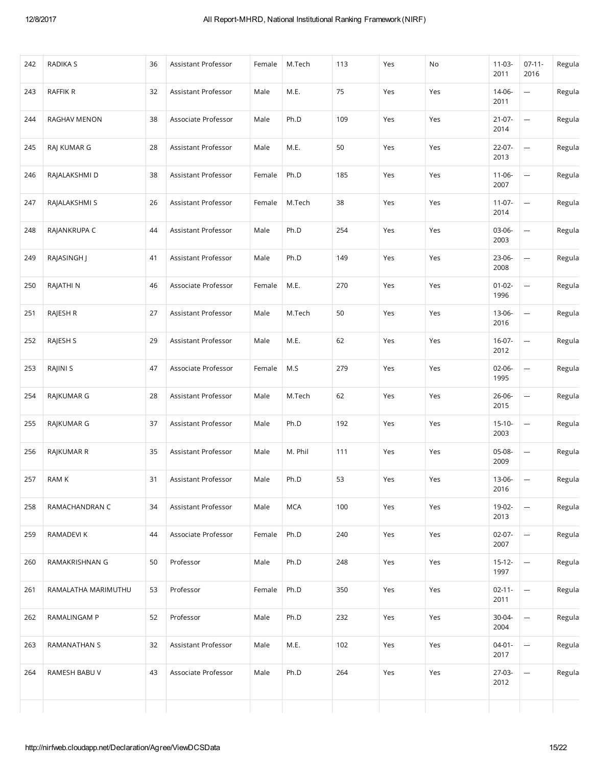| 242 | RADIKA S | 36 | Assistant Professor | Female | M.Tech | 113 | Yes | No | 11-03-2011 | 07-11-2016 | Regula |
|---|---|---|---|---|---|---|---|---|---|---|---|
| 243 | RAFFIK R | 32 | Assistant Professor | Male | M.E. | 75 | Yes | Yes | 14-06-2011 | --- | Regula |
| 244 | RAGHAV MENON | 38 | Associate Professor | Male | Ph.D | 109 | Yes | Yes | 21-07-2014 | --- | Regula |
| 245 | RAJ KUMAR G | 28 | Assistant Professor | Male | M.E. | 50 | Yes | Yes | 22-07-2013 | --- | Regula |
| 246 | RAJALAKSHMI D | 38 | Assistant Professor | Female | Ph.D | 185 | Yes | Yes | 11-06-2007 | --- | Regula |
| 247 | RAJALAKSHMI S | 26 | Assistant Professor | Female | M.Tech | 38 | Yes | Yes | 11-07-2014 | --- | Regula |
| 248 | RAJANKRUPA C | 44 | Assistant Professor | Male | Ph.D | 254 | Yes | Yes | 03-06-2003 | --- | Regula |
| 249 | RAJASINGH J | 41 | Assistant Professor | Male | Ph.D | 149 | Yes | Yes | 23-06-2008 | --- | Regula |
| 250 | RAJATHI N | 46 | Associate Professor | Female | M.E. | 270 | Yes | Yes | 01-02-1996 | --- | Regula |
| 251 | RAJESH R | 27 | Assistant Professor | Male | M.Tech | 50 | Yes | Yes | 13-06-2016 | --- | Regula |
| 252 | RAJESH S | 29 | Assistant Professor | Male | M.E. | 62 | Yes | Yes | 16-07-2012 | --- | Regula |
| 253 | RAJINI S | 47 | Associate Professor | Female | M.S | 279 | Yes | Yes | 02-06-1995 | --- | Regula |
| 254 | RAJKUMAR G | 28 | Assistant Professor | Male | M.Tech | 62 | Yes | Yes | 26-06-2015 | --- | Regula |
| 255 | RAJKUMAR G | 37 | Assistant Professor | Male | Ph.D | 192 | Yes | Yes | 15-10-2003 | --- | Regula |
| 256 | RAJKUMAR R | 35 | Assistant Professor | Male | M. Phil | 111 | Yes | Yes | 05-08-2009 | --- | Regula |
| 257 | RAM K | 31 | Assistant Professor | Male | Ph.D | 53 | Yes | Yes | 13-06-2016 | --- | Regula |
| 258 | RAMACHANDRAN C | 34 | Assistant Professor | Male | MCA | 100 | Yes | Yes | 19-02-2013 | --- | Regula |
| 259 | RAMADEVI K | 44 | Associate Professor | Female | Ph.D | 240 | Yes | Yes | 02-07-2007 | --- | Regula |
| 260 | RAMAKRISHNAN G | 50 | Professor | Male | Ph.D | 248 | Yes | Yes | 15-12-1997 | --- | Regula |
| 261 | RAMALATHA MARIMUTHU | 53 | Professor | Female | Ph.D | 350 | Yes | Yes | 02-11-2011 | --- | Regula |
| 262 | RAMALINGAM P | 52 | Professor | Male | Ph.D | 232 | Yes | Yes | 30-04-2004 | --- | Regula |
| 263 | RAMANATHAN S | 32 | Assistant Professor | Male | M.E. | 102 | Yes | Yes | 04-01-2017 | --- | Regula |
| 264 | RAMESH BABU V | 43 | Associate Professor | Male | Ph.D | 264 | Yes | Yes | 27-03-2012 | --- | Regula |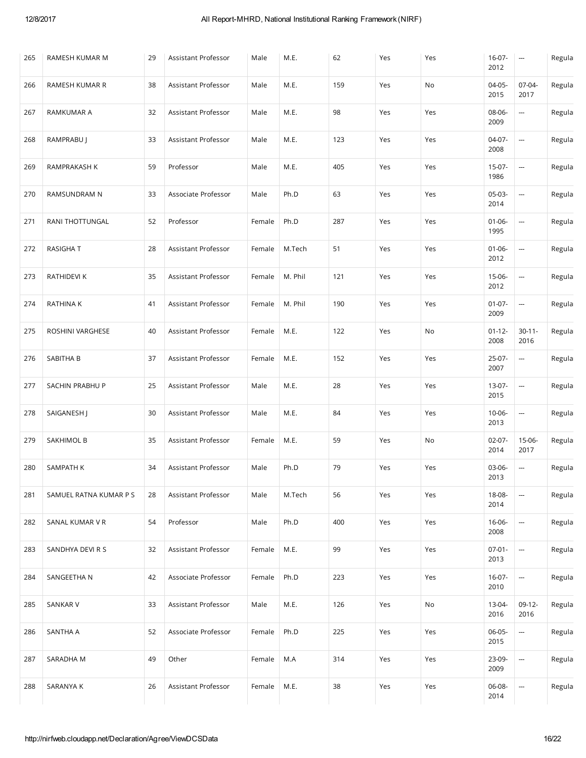| 265 | RAMESH KUMAR M | 29 | Assistant Professor | Male | M.E. | 62 | Yes | Yes | 16-07-2012 | --- | Regula |
|---|---|---|---|---|---|---|---|---|---|---|---|
| 266 | RAMESH KUMAR R | 38 | Assistant Professor | Male | M.E. | 159 | Yes | No | 04-05-2015 | 07-04-2017 | Regula |
| 267 | RAMKUMAR A | 32 | Assistant Professor | Male | M.E. | 98 | Yes | Yes | 08-06-2009 | --- | Regula |
| 268 | RAMPRABU J | 33 | Assistant Professor | Male | M.E. | 123 | Yes | Yes | 04-07-2008 | --- | Regula |
| 269 | RAMPRAKASH K | 59 | Professor | Male | M.E. | 405 | Yes | Yes | 15-07-1986 | --- | Regula |
| 270 | RAMSUNDRAM N | 33 | Associate Professor | Male | Ph.D | 63 | Yes | Yes | 05-03-2014 | --- | Regula |
| 271 | RANI THOTTUNGAL | 52 | Professor | Female | Ph.D | 287 | Yes | Yes | 01-06-1995 | --- | Regula |
| 272 | RASIGHA T | 28 | Assistant Professor | Female | M.Tech | 51 | Yes | Yes | 01-06-2012 | --- | Regula |
| 273 | RATHIDEVI K | 35 | Assistant Professor | Female | M. Phil | 121 | Yes | Yes | 15-06-2012 | --- | Regula |
| 274 | RATHINA K | 41 | Assistant Professor | Female | M. Phil | 190 | Yes | Yes | 01-07-2009 | --- | Regula |
| 275 | ROSHINI VARGHESE | 40 | Assistant Professor | Female | M.E. | 122 | Yes | No | 01-12-2008 | 30-11-2016 | Regula |
| 276 | SABITHA B | 37 | Assistant Professor | Female | M.E. | 152 | Yes | Yes | 25-07-2007 | --- | Regula |
| 277 | SACHIN PRABHU P | 25 | Assistant Professor | Male | M.E. | 28 | Yes | Yes | 13-07-2015 | --- | Regula |
| 278 | SAIGANESH J | 30 | Assistant Professor | Male | M.E. | 84 | Yes | Yes | 10-06-2013 | --- | Regula |
| 279 | SAKHIMOL B | 35 | Assistant Professor | Female | M.E. | 59 | Yes | No | 02-07-2014 | 15-06-2017 | Regula |
| 280 | SAMPATH K | 34 | Assistant Professor | Male | Ph.D | 79 | Yes | Yes | 03-06-2013 | --- | Regula |
| 281 | SAMUEL RATNA KUMAR P S | 28 | Assistant Professor | Male | M.Tech | 56 | Yes | Yes | 18-08-2014 | --- | Regula |
| 282 | SANAL KUMAR V R | 54 | Professor | Male | Ph.D | 400 | Yes | Yes | 16-06-2008 | --- | Regula |
| 283 | SANDHYA DEVI R S | 32 | Assistant Professor | Female | M.E. | 99 | Yes | Yes | 07-01-2013 | --- | Regula |
| 284 | SANGEETHA N | 42 | Associate Professor | Female | Ph.D | 223 | Yes | Yes | 16-07-2010 | --- | Regula |
| 285 | SANKAR V | 33 | Assistant Professor | Male | M.E. | 126 | Yes | No | 13-04-2016 | 09-12-2016 | Regula |
| 286 | SANTHA A | 52 | Associate Professor | Female | Ph.D | 225 | Yes | Yes | 06-05-2015 | --- | Regula |
| 287 | SARADHA M | 49 | Other | Female | M.A | 314 | Yes | Yes | 23-09-2009 | --- | Regula |
| 288 | SARANYA K | 26 | Assistant Professor | Female | M.E. | 38 | Yes | Yes | 06-08-2014 | --- | Regula |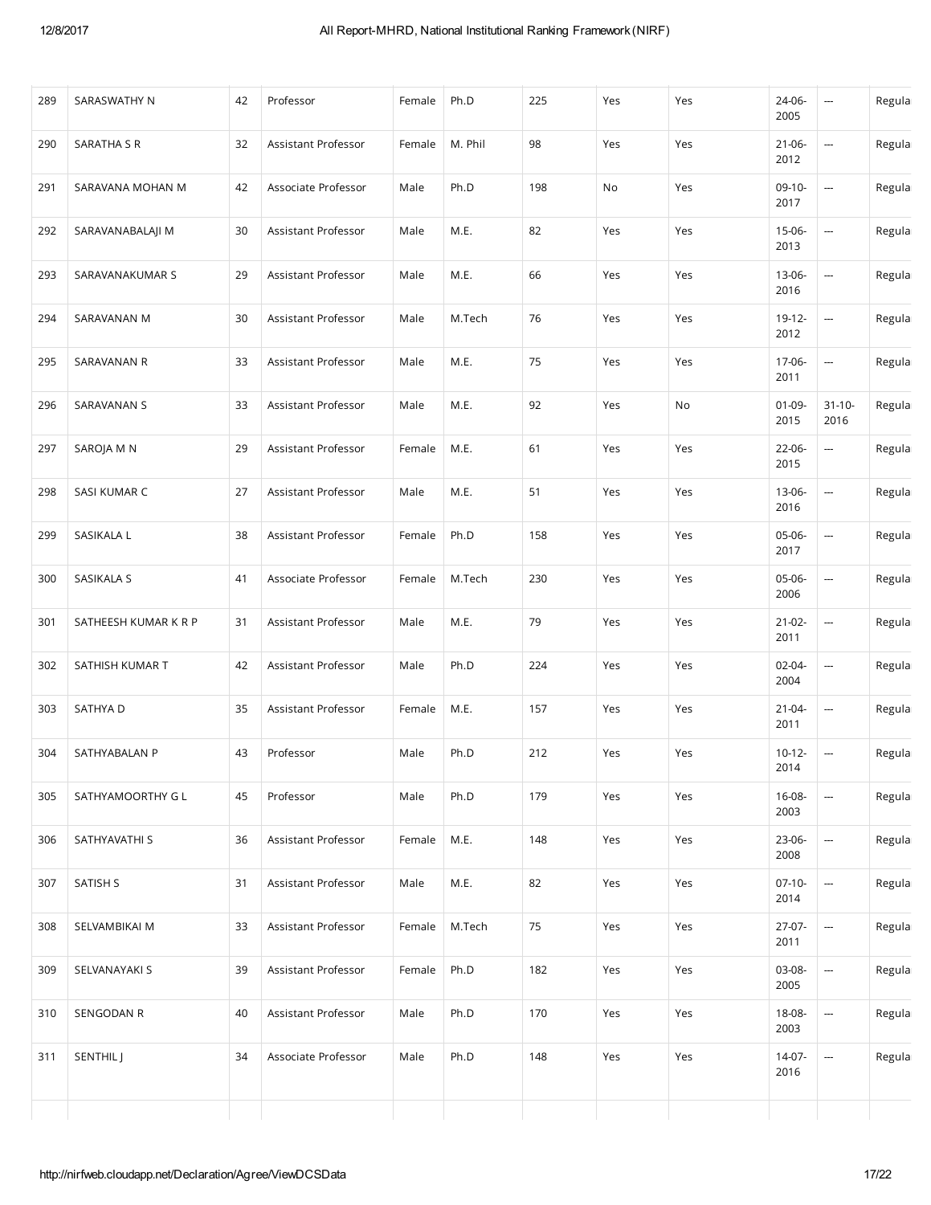| 289 | SARASWATHY N | 42 | Professor | Female | Ph.D | 225 | Yes | Yes | 24-06-2005 | --- | Regula |
|---|---|---|---|---|---|---|---|---|---|---|---|
| 290 | SARATHA S R | 32 | Assistant Professor | Female | M. Phil | 98 | Yes | Yes | 21-06-2012 | --- | Regula |
| 291 | SARAVANA MOHAN M | 42 | Associate Professor | Male | Ph.D | 198 | No | Yes | 09-10-2017 | --- | Regula |
| 292 | SARAVANABALAJI M | 30 | Assistant Professor | Male | M.E. | 82 | Yes | Yes | 15-06-2013 | --- | Regula |
| 293 | SARAVANAKUMAR S | 29 | Assistant Professor | Male | M.E. | 66 | Yes | Yes | 13-06-2016 | --- | Regula |
| 294 | SARAVANAN M | 30 | Assistant Professor | Male | M.Tech | 76 | Yes | Yes | 19-12-2012 | --- | Regula |
| 295 | SARAVANAN R | 33 | Assistant Professor | Male | M.E. | 75 | Yes | Yes | 17-06-2011 | --- | Regula |
| 296 | SARAVANAN S | 33 | Assistant Professor | Male | M.E. | 92 | Yes | No | 01-09-2015 | 31-10-2016 | Regula |
| 297 | SAROJA M N | 29 | Assistant Professor | Female | M.E. | 61 | Yes | Yes | 22-06-2015 | --- | Regula |
| 298 | SASI KUMAR C | 27 | Assistant Professor | Male | M.E. | 51 | Yes | Yes | 13-06-2016 | --- | Regula |
| 299 | SASIKALA L | 38 | Assistant Professor | Female | Ph.D | 158 | Yes | Yes | 05-06-2017 | --- | Regula |
| 300 | SASIKALA S | 41 | Associate Professor | Female | M.Tech | 230 | Yes | Yes | 05-06-2006 | --- | Regula |
| 301 | SATHEESH KUMAR K R P | 31 | Assistant Professor | Male | M.E. | 79 | Yes | Yes | 21-02-2011 | --- | Regula |
| 302 | SATHISH KUMAR T | 42 | Assistant Professor | Male | Ph.D | 224 | Yes | Yes | 02-04-2004 | --- | Regula |
| 303 | SATHYA D | 35 | Assistant Professor | Female | M.E. | 157 | Yes | Yes | 21-04-2011 | --- | Regula |
| 304 | SATHYABALAN P | 43 | Professor | Male | Ph.D | 212 | Yes | Yes | 10-12-2014 | --- | Regula |
| 305 | SATHYAMOORTHY G L | 45 | Professor | Male | Ph.D | 179 | Yes | Yes | 16-08-2003 | --- | Regula |
| 306 | SATHYAVATHI S | 36 | Assistant Professor | Female | M.E. | 148 | Yes | Yes | 23-06-2008 | --- | Regula |
| 307 | SATISH S | 31 | Assistant Professor | Male | M.E. | 82 | Yes | Yes | 07-10-2014 | --- | Regula |
| 308 | SELVAMBIKAI M | 33 | Assistant Professor | Female | M.Tech | 75 | Yes | Yes | 27-07-2011 | --- | Regula |
| 309 | SELVANAYAKI S | 39 | Assistant Professor | Female | Ph.D | 182 | Yes | Yes | 03-08-2005 | --- | Regula |
| 310 | SENGODAN R | 40 | Assistant Professor | Male | Ph.D | 170 | Yes | Yes | 18-08-2003 | --- | Regula |
| 311 | SENTHIL J | 34 | Associate Professor | Male | Ph.D | 148 | Yes | Yes | 14-07-2016 | --- | Regula |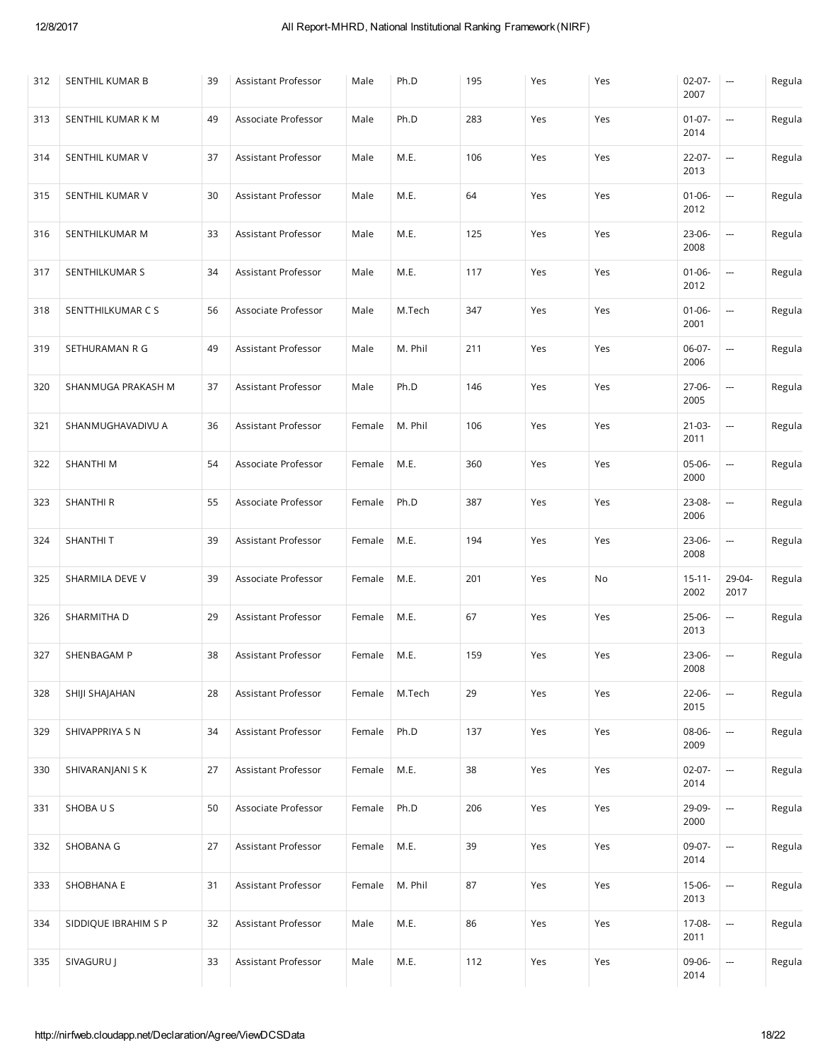| 312 | SENTHIL KUMAR B | 39 | Assistant Professor | Male | Ph.D | 195 | Yes | Yes | 02-07-2007 | --- | Regula |
|---|---|---|---|---|---|---|---|---|---|---|---|
| 313 | SENTHIL KUMAR K M | 49 | Associate Professor | Male | Ph.D | 283 | Yes | Yes | 01-07-2014 | --- | Regula |
| 314 | SENTHIL KUMAR V | 37 | Assistant Professor | Male | M.E. | 106 | Yes | Yes | 22-07-2013 | --- | Regula |
| 315 | SENTHIL KUMAR V | 30 | Assistant Professor | Male | M.E. | 64 | Yes | Yes | 01-06-2012 | --- | Regula |
| 316 | SENTHILKUMAR M | 33 | Assistant Professor | Male | M.E. | 125 | Yes | Yes | 23-06-2008 | --- | Regula |
| 317 | SENTHILKUMAR S | 34 | Assistant Professor | Male | M.E. | 117 | Yes | Yes | 01-06-2012 | --- | Regula |
| 318 | SENTTHILKUMAR C S | 56 | Associate Professor | Male | M.Tech | 347 | Yes | Yes | 01-06-2001 | --- | Regula |
| 319 | SETHURAMAN R G | 49 | Assistant Professor | Male | M. Phil | 211 | Yes | Yes | 06-07-2006 | --- | Regula |
| 320 | SHANMUGA PRAKASH M | 37 | Assistant Professor | Male | Ph.D | 146 | Yes | Yes | 27-06-2005 | --- | Regula |
| 321 | SHANMUGHAVADIVU A | 36 | Assistant Professor | Female | M. Phil | 106 | Yes | Yes | 21-03-2011 | --- | Regula |
| 322 | SHANTHI M | 54 | Associate Professor | Female | M.E. | 360 | Yes | Yes | 05-06-2000 | --- | Regula |
| 323 | SHANTHI R | 55 | Associate Professor | Female | Ph.D | 387 | Yes | Yes | 23-08-2006 | --- | Regula |
| 324 | SHANTHI T | 39 | Assistant Professor | Female | M.E. | 194 | Yes | Yes | 23-06-2008 | --- | Regula |
| 325 | SHARMILA DEVE V | 39 | Associate Professor | Female | M.E. | 201 | Yes | No | 15-11-2002 | 29-04-2017 | Regula |
| 326 | SHARMITHA D | 29 | Assistant Professor | Female | M.E. | 67 | Yes | Yes | 25-06-2013 | --- | Regula |
| 327 | SHENBAGAM P | 38 | Assistant Professor | Female | M.E. | 159 | Yes | Yes | 23-06-2008 | --- | Regula |
| 328 | SHIJI SHAJAHAN | 28 | Assistant Professor | Female | M.Tech | 29 | Yes | Yes | 22-06-2015 | --- | Regula |
| 329 | SHIVAPPRIYA S N | 34 | Assistant Professor | Female | Ph.D | 137 | Yes | Yes | 08-06-2009 | --- | Regula |
| 330 | SHIVARANJANI S K | 27 | Assistant Professor | Female | M.E. | 38 | Yes | Yes | 02-07-2014 | --- | Regula |
| 331 | SHOBA U S | 50 | Associate Professor | Female | Ph.D | 206 | Yes | Yes | 29-09-2000 | --- | Regula |
| 332 | SHOBANA G | 27 | Assistant Professor | Female | M.E. | 39 | Yes | Yes | 09-07-2014 | --- | Regula |
| 333 | SHOBHANA E | 31 | Assistant Professor | Female | M. Phil | 87 | Yes | Yes | 15-06-2013 | --- | Regula |
| 334 | SIDDIQUE IBRAHIM S P | 32 | Assistant Professor | Male | M.E. | 86 | Yes | Yes | 17-08-2011 | --- | Regula |
| 335 | SIVAGURU J | 33 | Assistant Professor | Male | M.E. | 112 | Yes | Yes | 09-06-2014 | --- | Regula |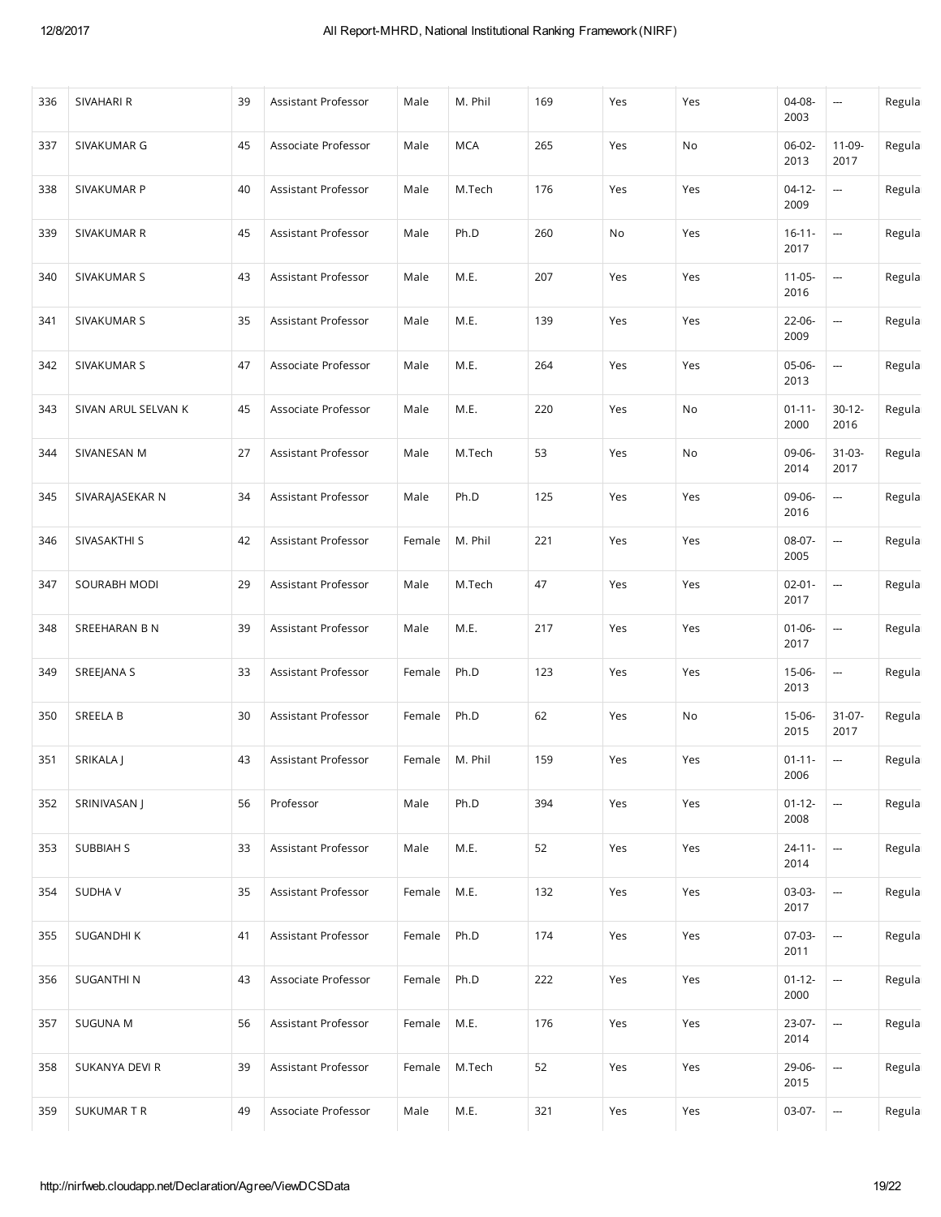| 336 | SIVAHARI R | 39 | Assistant Professor | Male | M. Phil | 169 | Yes | Yes | 04-08-2003 | --- | Regula |
|---|---|---|---|---|---|---|---|---|---|---|---|
| 337 | SIVAKUMAR G | 45 | Associate Professor | Male | MCA | 265 | Yes | No | 06-02-2013 | 11-09-2017 | Regula |
| 338 | SIVAKUMAR P | 40 | Assistant Professor | Male | M.Tech | 176 | Yes | Yes | 04-12-2009 | --- | Regula |
| 339 | SIVAKUMAR R | 45 | Assistant Professor | Male | Ph.D | 260 | No | Yes | 16-11-2017 | --- | Regula |
| 340 | SIVAKUMAR S | 43 | Assistant Professor | Male | M.E. | 207 | Yes | Yes | 11-05-2016 | --- | Regula |
| 341 | SIVAKUMAR S | 35 | Assistant Professor | Male | M.E. | 139 | Yes | Yes | 22-06-2009 | --- | Regula |
| 342 | SIVAKUMAR S | 47 | Associate Professor | Male | M.E. | 264 | Yes | Yes | 05-06-2013 | --- | Regula |
| 343 | SIVAN ARUL SELVAN K | 45 | Associate Professor | Male | M.E. | 220 | Yes | No | 01-11-2000 | 30-12-2016 | Regula |
| 344 | SIVANESAN M | 27 | Assistant Professor | Male | M.Tech | 53 | Yes | No | 09-06-2014 | 31-03-2017 | Regula |
| 345 | SIVARAJASEKAR N | 34 | Assistant Professor | Male | Ph.D | 125 | Yes | Yes | 09-06-2016 | --- | Regula |
| 346 | SIVASAKTHI S | 42 | Assistant Professor | Female | M. Phil | 221 | Yes | Yes | 08-07-2005 | --- | Regula |
| 347 | SOURABH MODI | 29 | Assistant Professor | Male | M.Tech | 47 | Yes | Yes | 02-01-2017 | --- | Regula |
| 348 | SREEHARAN B N | 39 | Assistant Professor | Male | M.E. | 217 | Yes | Yes | 01-06-2017 | --- | Regula |
| 349 | SREEJANA S | 33 | Assistant Professor | Female | Ph.D | 123 | Yes | Yes | 15-06-2013 | --- | Regula |
| 350 | SREELA B | 30 | Assistant Professor | Female | Ph.D | 62 | Yes | No | 15-06-2015 | 31-07-2017 | Regula |
| 351 | SRIKALA J | 43 | Assistant Professor | Female | M. Phil | 159 | Yes | Yes | 01-11-2006 | --- | Regula |
| 352 | SRINIVASAN J | 56 | Professor | Male | Ph.D | 394 | Yes | Yes | 01-12-2008 | --- | Regula |
| 353 | SUBBIAH S | 33 | Assistant Professor | Male | M.E. | 52 | Yes | Yes | 24-11-2014 | --- | Regula |
| 354 | SUDHA V | 35 | Assistant Professor | Female | M.E. | 132 | Yes | Yes | 03-03-2017 | --- | Regula |
| 355 | SUGANDHI K | 41 | Assistant Professor | Female | Ph.D | 174 | Yes | Yes | 07-03-2011 | --- | Regula |
| 356 | SUGANTHI N | 43 | Associate Professor | Female | Ph.D | 222 | Yes | Yes | 01-12-2000 | --- | Regula |
| 357 | SUGUNA M | 56 | Assistant Professor | Female | M.E. | 176 | Yes | Yes | 23-07-2014 | --- | Regula |
| 358 | SUKANYA DEVI R | 39 | Assistant Professor | Female | M.Tech | 52 | Yes | Yes | 29-06-2015 | --- | Regula |
| 359 | SUKUMAR T R | 49 | Associate Professor | Male | M.E. | 321 | Yes | Yes | 03-07- | --- | Regula |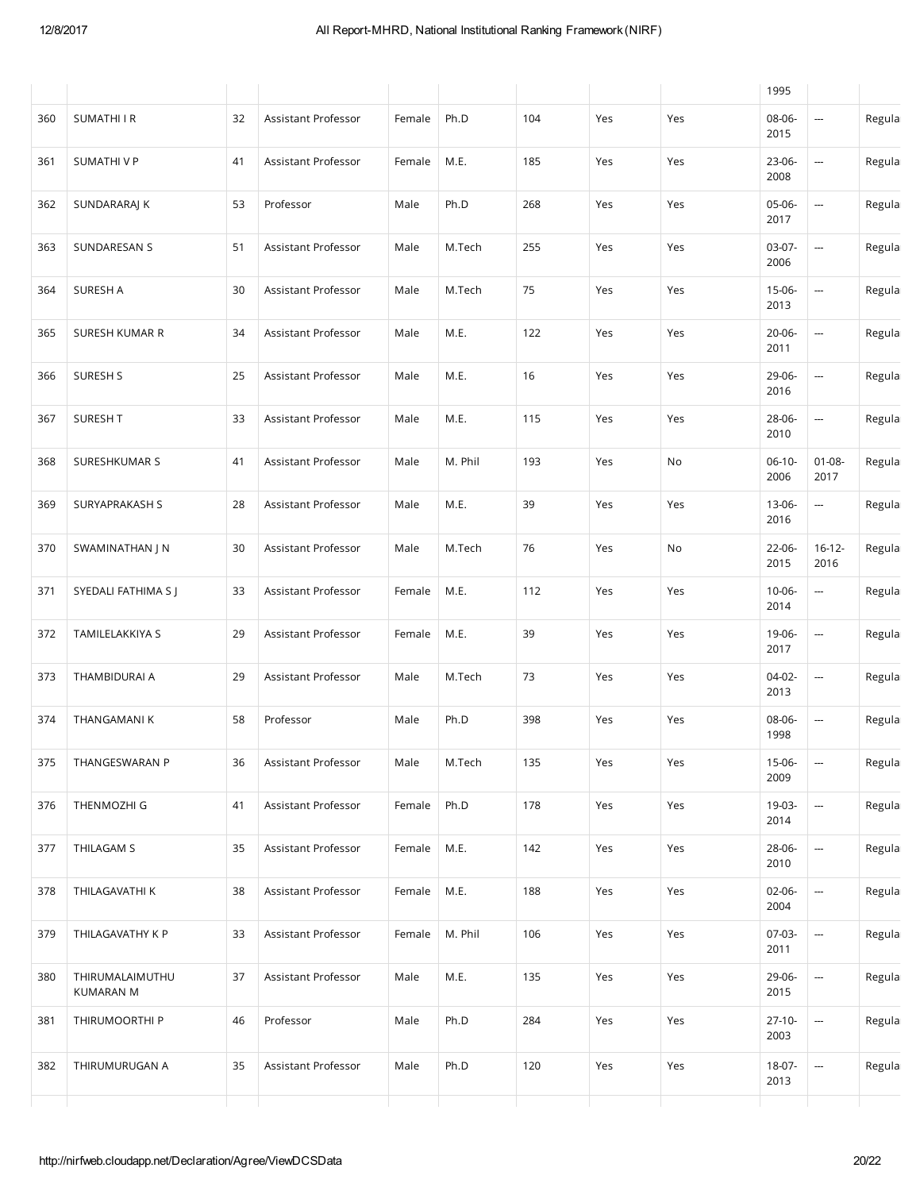| | | | | | | | | | 1995 | | |
|---|---|---|---|---|---|---|---|---|---|---|---|
| 360 | SUMATHI I R | 32 | Assistant Professor | Female | Ph.D | 104 | Yes | Yes | 08-06-2015 | --- | Regula |
| 361 | SUMATHI V P | 41 | Assistant Professor | Female | M.E. | 185 | Yes | Yes | 23-06-2008 | --- | Regula |
| 362 | SUNDARARAJ K | 53 | Professor | Male | Ph.D | 268 | Yes | Yes | 05-06-2017 | --- | Regula |
| 363 | SUNDARESAN S | 51 | Assistant Professor | Male | M.Tech | 255 | Yes | Yes | 03-07-2006 | --- | Regula |
| 364 | SURESH A | 30 | Assistant Professor | Male | M.Tech | 75 | Yes | Yes | 15-06-2013 | --- | Regula |
| 365 | SURESH KUMAR R | 34 | Assistant Professor | Male | M.E. | 122 | Yes | Yes | 20-06-2011 | --- | Regula |
| 366 | SURESH S | 25 | Assistant Professor | Male | M.E. | 16 | Yes | Yes | 29-06-2016 | --- | Regula |
| 367 | SURESH T | 33 | Assistant Professor | Male | M.E. | 115 | Yes | Yes | 28-06-2010 | --- | Regula |
| 368 | SURESHKUMAR S | 41 | Assistant Professor | Male | M. Phil | 193 | Yes | No | 06-10-2006 | 01-08-2017 | Regula |
| 369 | SURYAPRAKASH S | 28 | Assistant Professor | Male | M.E. | 39 | Yes | Yes | 13-06-2016 | --- | Regula |
| 370 | SWAMINATHAN J N | 30 | Assistant Professor | Male | M.Tech | 76 | Yes | No | 22-06-2015 | 16-12-2016 | Regula |
| 371 | SYEDALI FATHIMA S J | 33 | Assistant Professor | Female | M.E. | 112 | Yes | Yes | 10-06-2014 | --- | Regula |
| 372 | TAMILELAKKIYA S | 29 | Assistant Professor | Female | M.E. | 39 | Yes | Yes | 19-06-2017 | --- | Regula |
| 373 | THAMBIDURAI A | 29 | Assistant Professor | Male | M.Tech | 73 | Yes | Yes | 04-02-2013 | --- | Regula |
| 374 | THANGAMANI K | 58 | Professor | Male | Ph.D | 398 | Yes | Yes | 08-06-1998 | --- | Regula |
| 375 | THANGESWARAN P | 36 | Assistant Professor | Male | M.Tech | 135 | Yes | Yes | 15-06-2009 | --- | Regula |
| 376 | THENMOZHI G | 41 | Assistant Professor | Female | Ph.D | 178 | Yes | Yes | 19-03-2014 | --- | Regula |
| 377 | THILAGAM S | 35 | Assistant Professor | Female | M.E. | 142 | Yes | Yes | 28-06-2010 | --- | Regula |
| 378 | THILAGAVATHI K | 38 | Assistant Professor | Female | M.E. | 188 | Yes | Yes | 02-06-2004 | --- | Regula |
| 379 | THILAGAVATHY K P | 33 | Assistant Professor | Female | M. Phil | 106 | Yes | Yes | 07-03-2011 | --- | Regula |
| 380 | THIRUMALAIMUTHU KUMARAN M | 37 | Assistant Professor | Male | M.E. | 135 | Yes | Yes | 29-06-2015 | --- | Regula |
| 381 | THIRUMOORTHI P | 46 | Professor | Male | Ph.D | 284 | Yes | Yes | 27-10-2003 | --- | Regula |
| 382 | THIRUMURUGAN A | 35 | Assistant Professor | Male | Ph.D | 120 | Yes | Yes | 18-07-2013 | --- | Regula |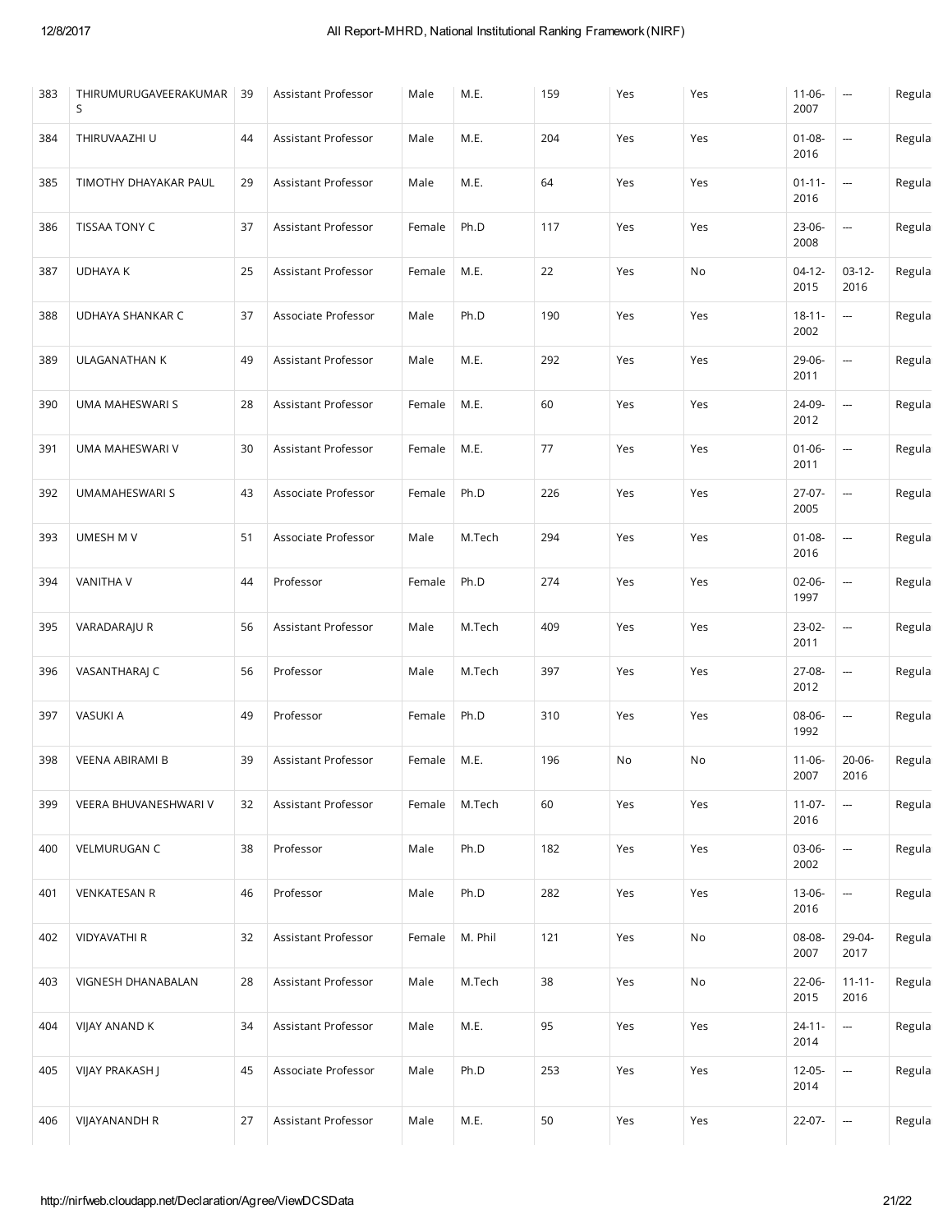| 383 | THIRUMURUGAVEERAKUMAR S | 39 | Assistant Professor | Male | M.E. | 159 | Yes | Yes | 11-06-2007 | --- | Regula |
|---|---|---|---|---|---|---|---|---|---|---|---|
| 384 | THIRUVAAZHI U | 44 | Assistant Professor | Male | M.E. | 204 | Yes | Yes | 01-08-2016 | --- | Regula |
| 385 | TIMOTHY DHAYAKAR PAUL | 29 | Assistant Professor | Male | M.E. | 64 | Yes | Yes | 01-11-2016 | --- | Regula |
| 386 | TISSAA TONY C | 37 | Assistant Professor | Female | Ph.D | 117 | Yes | Yes | 23-06-2008 | --- | Regula |
| 387 | UDHAYA K | 25 | Assistant Professor | Female | M.E. | 22 | Yes | No | 04-12-2015 | 03-12-2016 | Regula |
| 388 | UDHAYA SHANKAR C | 37 | Associate Professor | Male | Ph.D | 190 | Yes | Yes | 18-11-2002 | --- | Regula |
| 389 | ULAGANATHAN K | 49 | Assistant Professor | Male | M.E. | 292 | Yes | Yes | 29-06-2011 | --- | Regula |
| 390 | UMA MAHESWARI S | 28 | Assistant Professor | Female | M.E. | 60 | Yes | Yes | 24-09-2012 | --- | Regula |
| 391 | UMA MAHESWARI V | 30 | Assistant Professor | Female | M.E. | 77 | Yes | Yes | 01-06-2011 | --- | Regula |
| 392 | UMAMAHESWARI S | 43 | Associate Professor | Female | Ph.D | 226 | Yes | Yes | 27-07-2005 | --- | Regula |
| 393 | UMESH M V | 51 | Associate Professor | Male | M.Tech | 294 | Yes | Yes | 01-08-2016 | --- | Regula |
| 394 | VANITHA V | 44 | Professor | Female | Ph.D | 274 | Yes | Yes | 02-06-1997 | --- | Regula |
| 395 | VARADARAJU R | 56 | Assistant Professor | Male | M.Tech | 409 | Yes | Yes | 23-02-2011 | --- | Regula |
| 396 | VASANTHARAJ C | 56 | Professor | Male | M.Tech | 397 | Yes | Yes | 27-08-2012 | --- | Regula |
| 397 | VASUKI A | 49 | Professor | Female | Ph.D | 310 | Yes | Yes | 08-06-1992 | --- | Regula |
| 398 | VEENA ABIRAMI B | 39 | Assistant Professor | Female | M.E. | 196 | No | No | 11-06-2007 | 20-06-2016 | Regula |
| 399 | VEERA BHUVANESHWARI V | 32 | Assistant Professor | Female | M.Tech | 60 | Yes | Yes | 11-07-2016 | --- | Regula |
| 400 | VELMURUGAN C | 38 | Professor | Male | Ph.D | 182 | Yes | Yes | 03-06-2002 | --- | Regula |
| 401 | VENKATESAN R | 46 | Professor | Male | Ph.D | 282 | Yes | Yes | 13-06-2016 | --- | Regula |
| 402 | VIDYAVATHI R | 32 | Assistant Professor | Female | M. Phil | 121 | Yes | No | 08-08-2007 | 29-04-2017 | Regula |
| 403 | VIGNESH DHANABALAN | 28 | Assistant Professor | Male | M.Tech | 38 | Yes | No | 22-06-2015 | 11-11-2016 | Regula |
| 404 | VIJAY ANAND K | 34 | Assistant Professor | Male | M.E. | 95 | Yes | Yes | 24-11-2014 | --- | Regula |
| 405 | VIJAY PRAKASH J | 45 | Associate Professor | Male | Ph.D | 253 | Yes | Yes | 12-05-2014 | --- | Regula |
| 406 | VIJAYANANDH R | 27 | Assistant Professor | Male | M.E. | 50 | Yes | Yes | 22-07- | --- | Regula |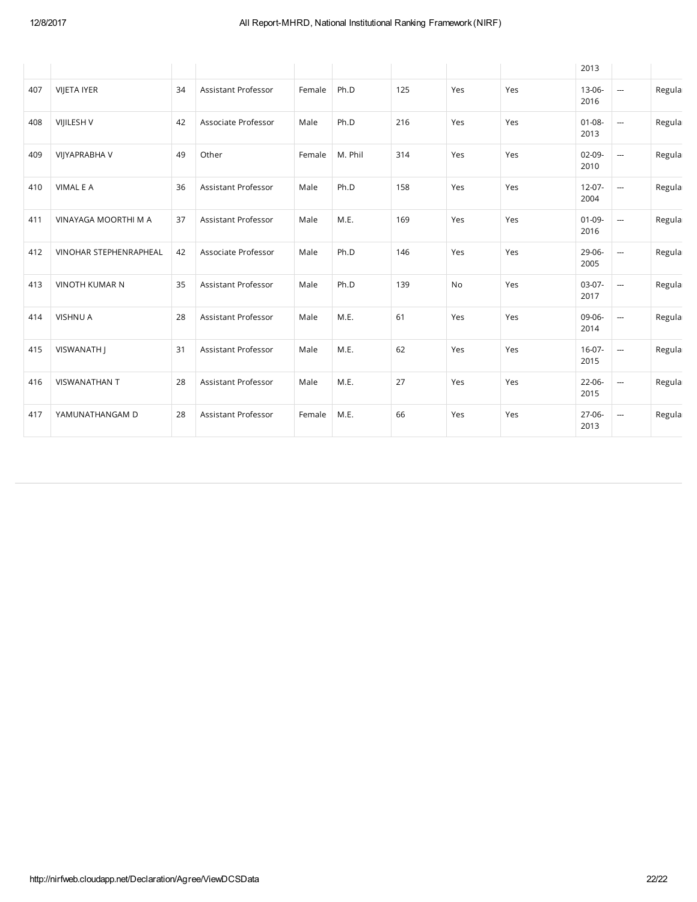| | | | | | | | | | | | |
|---|---|---|---|---|---|---|---|---|---|---|---|
| | | | | | | | | | 2013 | | |
| 407 | VIJETA IYER | 34 | Assistant Professor | Female | Ph.D | 125 | Yes | Yes | 13-06-2016 | --- | Regula |
| 408 | VIJILESH V | 42 | Associate Professor | Male | Ph.D | 216 | Yes | Yes | 01-08-2013 | --- | Regula |
| 409 | VIJYAPRABHA V | 49 | Other | Female | M. Phil | 314 | Yes | Yes | 02-09-2010 | --- | Regula |
| 410 | VIMAL E A | 36 | Assistant Professor | Male | Ph.D | 158 | Yes | Yes | 12-07-2004 | --- | Regula |
| 411 | VINAYAGA MOORTHI M A | 37 | Assistant Professor | Male | M.E. | 169 | Yes | Yes | 01-09-2016 | --- | Regula |
| 412 | VINOHAR STEPHENRAPHEAL | 42 | Associate Professor | Male | Ph.D | 146 | Yes | Yes | 29-06-2005 | --- | Regula |
| 413 | VINOTH KUMAR N | 35 | Assistant Professor | Male | Ph.D | 139 | No | Yes | 03-07-2017 | --- | Regula |
| 414 | VISHNU A | 28 | Assistant Professor | Male | M.E. | 61 | Yes | Yes | 09-06-2014 | --- | Regula |
| 415 | VISWANATH J | 31 | Assistant Professor | Male | M.E. | 62 | Yes | Yes | 16-07-2015 | --- | Regula |
| 416 | VISWANATHAN T | 28 | Assistant Professor | Male | M.E. | 27 | Yes | Yes | 22-06-2015 | --- | Regula |
| 417 | YAMUNATHANGAM D | 28 | Assistant Professor | Female | M.E. | 66 | Yes | Yes | 27-06-2013 | --- | Regula |